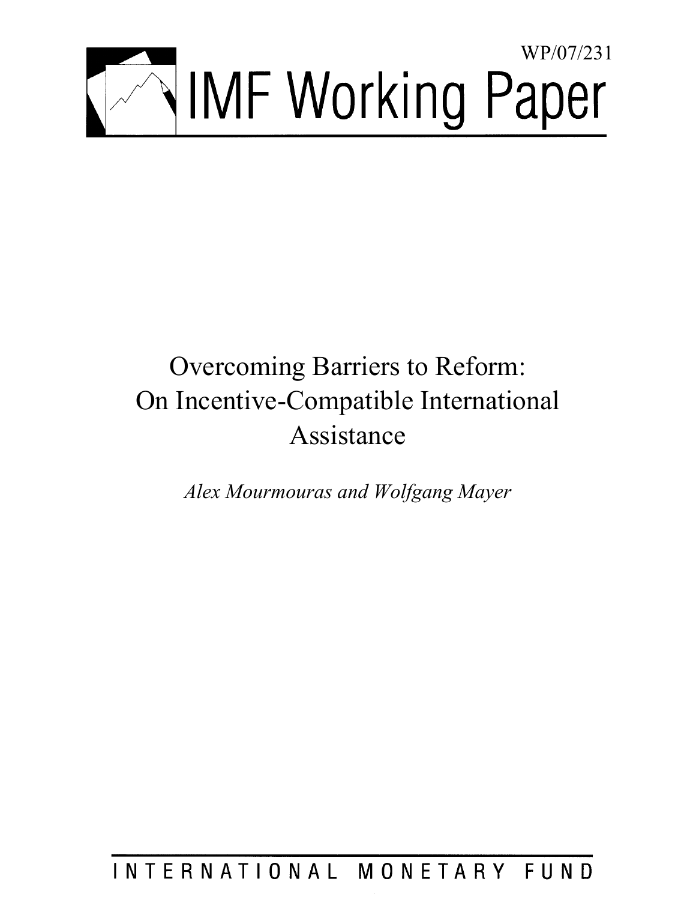WP/07/231

# IMF Working Paper

# Overcoming Barriers to Reform: On Incentive-Compatible International Assistance

*Alex Mourmouras and Wolfgang Mayer*

INTERNATIONAL MONETARY FUND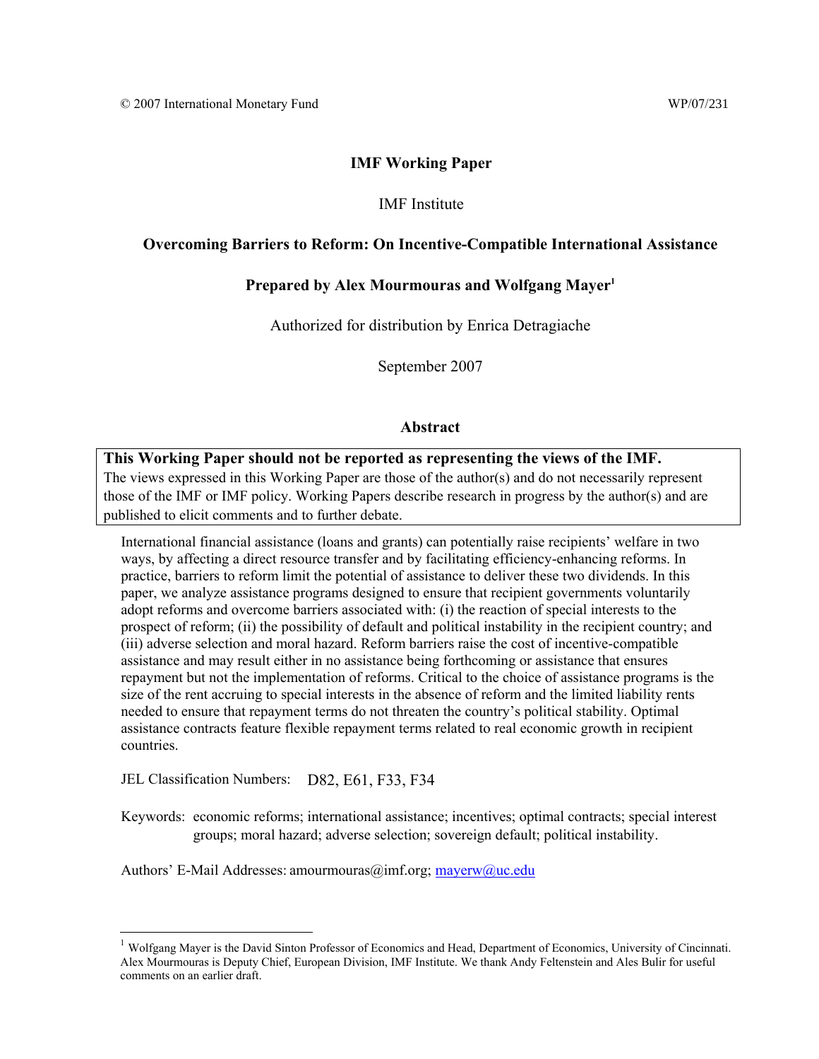© 2007 International Monetary Fund WP/07/231

**IMF Working Paper**

IMF Institute

**Overcoming Barriers to Reform: On Incentive-Compatible International Assistance**

**Prepared by Alex Mourmouras and Wolfgang Mayer[1]**

Authorized for distribution by Enrica Detragiache

September 2007

**Abstract**

**This Working Paper should not be reported as representing the views of the IMF.**
The views expressed in this Working Paper are those of the author(s) and do not necessarily represent those of the IMF or IMF policy. Working Papers describe research in progress by the author(s) and are published to elicit comments and to further debate.

International financial assistance (loans and grants) can potentially raise recipients' welfare in two ways, by affecting a direct resource transfer and by facilitating efficiency-enhancing reforms. In practice, barriers to reform limit the potential of assistance to deliver these two dividends. In this paper, we analyze assistance programs designed to ensure that recipient governments voluntarily adopt reforms and overcome barriers associated with: (i) the reaction of special interests to the prospect of reform; (ii) the possibility of default and political instability in the recipient country; and (iii) adverse selection and moral hazard. Reform barriers raise the cost of incentive-compatible assistance and may result either in no assistance being forthcoming or assistance that ensures repayment but not the implementation of reforms. Critical to the choice of assistance programs is the size of the rent accruing to special interests in the absence of reform and the limited liability rents needed to ensure that repayment terms do not threaten the country's political stability. Optimal assistance contracts feature flexible repayment terms related to real economic growth in recipient countries.

JEL Classification Numbers: D82, E61, F33, F34

Keywords: economic reforms; international assistance; incentives; optimal contracts; special interest groups; moral hazard; adverse selection; sovereign default; political instability.

Authors' E-Mail Addresses: amourmouras@imf.org; mayerw@uc.edu

---

[1] Wolfgang Mayer is the David Sinton Professor of Economics and Head, Department of Economics, University of Cincinnati. Alex Mourmouras is Deputy Chief, European Division, IMF Institute. We thank Andy Feltenstein and Ales Bulir for useful comments on an earlier draft.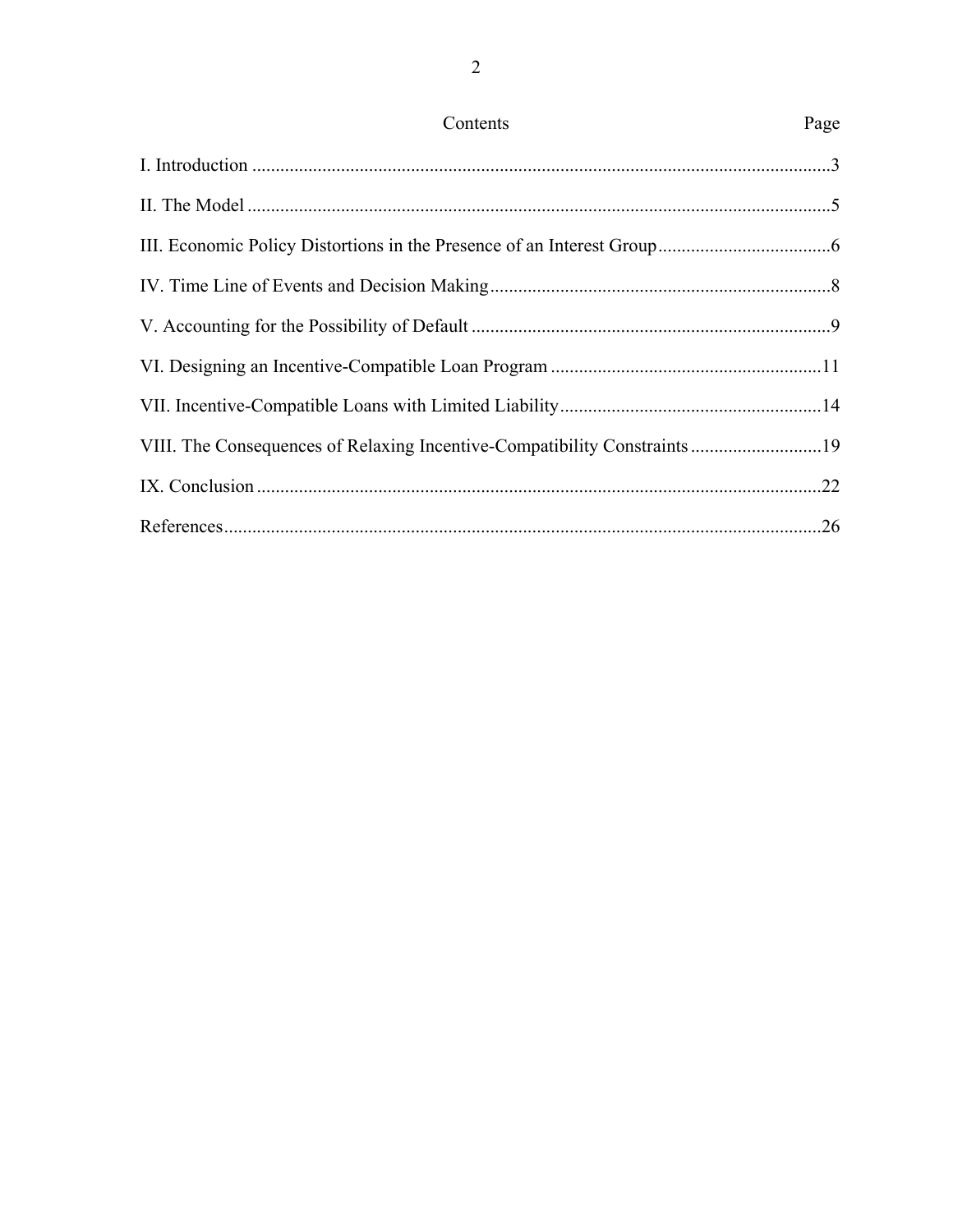## Contents

| | Page |
|---|---|
| I. Introduction | 3 |
| II. The Model | 5 |
| III. Economic Policy Distortions in the Presence of an Interest Group | 6 |
| IV. Time Line of Events and Decision Making | 8 |
| V. Accounting for the Possibility of Default | 9 |
| VI. Designing an Incentive-Compatible Loan Program | 11 |
| VII. Incentive-Compatible Loans with Limited Liability | 14 |
| VIII. The Consequences of Relaxing Incentive-Compatibility Constraints | 19 |
| IX. Conclusion | 22 |
| References | 26 |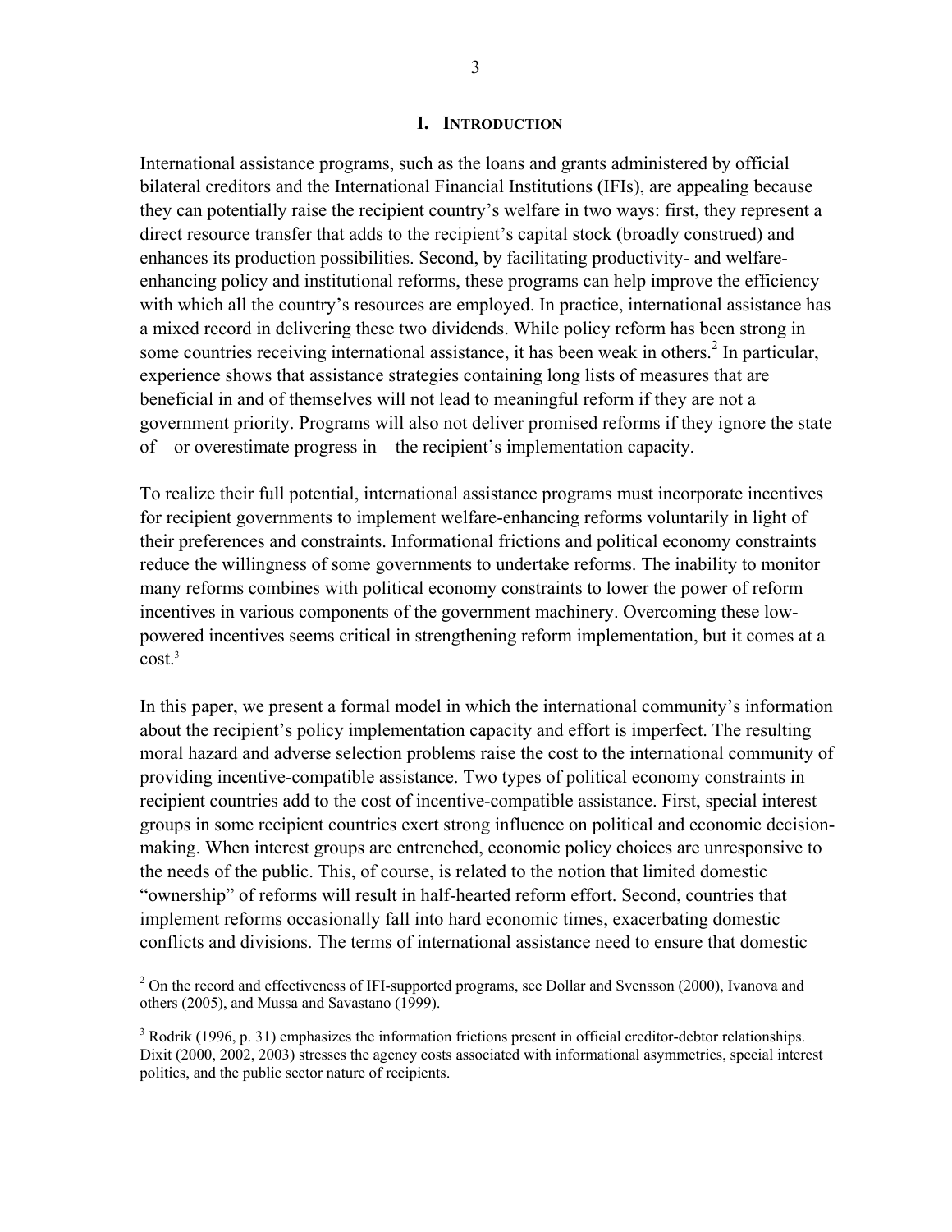# I. INTRODUCTION

International assistance programs, such as the loans and grants administered by official bilateral creditors and the International Financial Institutions (IFIs), are appealing because they can potentially raise the recipient country's welfare in two ways: first, they represent a direct resource transfer that adds to the recipient's capital stock (broadly construed) and enhances its production possibilities. Second, by facilitating productivity- and welfare-enhancing policy and institutional reforms, these programs can help improve the efficiency with which all the country's resources are employed. In practice, international assistance has a mixed record in delivering these two dividends. While policy reform has been strong in some countries receiving international assistance, it has been weak in others.[2] In particular, experience shows that assistance strategies containing long lists of measures that are beneficial in and of themselves will not lead to meaningful reform if they are not a government priority. Programs will also not deliver promised reforms if they ignore the state of—or overestimate progress in—the recipient's implementation capacity.

To realize their full potential, international assistance programs must incorporate incentives for recipient governments to implement welfare-enhancing reforms voluntarily in light of their preferences and constraints. Informational frictions and political economy constraints reduce the willingness of some governments to undertake reforms. The inability to monitor many reforms combines with political economy constraints to lower the power of reform incentives in various components of the government machinery. Overcoming these low-powered incentives seems critical in strengthening reform implementation, but it comes at a cost.[3]

In this paper, we present a formal model in which the international community's information about the recipient's policy implementation capacity and effort is imperfect. The resulting moral hazard and adverse selection problems raise the cost to the international community of providing incentive-compatible assistance. Two types of political economy constraints in recipient countries add to the cost of incentive-compatible assistance. First, special interest groups in some recipient countries exert strong influence on political and economic decision-making. When interest groups are entrenched, economic policy choices are unresponsive to the needs of the public. This, of course, is related to the notion that limited domestic "ownership" of reforms will result in half-hearted reform effort. Second, countries that implement reforms occasionally fall into hard economic times, exacerbating domestic conflicts and divisions. The terms of international assistance need to ensure that domestic

---

[2] On the record and effectiveness of IFI-supported programs, see Dollar and Svensson (2000), Ivanova and others (2005), and Mussa and Savastano (1999).

[3] Rodrik (1996, p. 31) emphasizes the information frictions present in official creditor-debtor relationships. Dixit (2000, 2002, 2003) stresses the agency costs associated with informational asymmetries, special interest politics, and the public sector nature of recipients.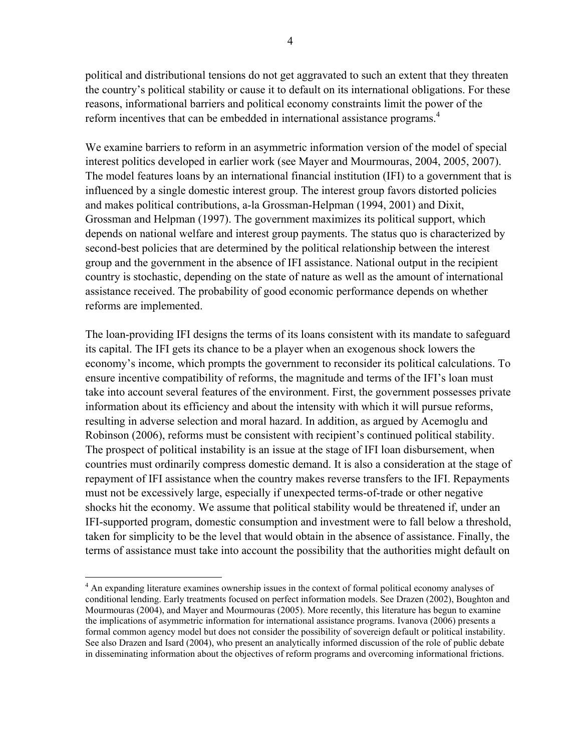political and distributional tensions do not get aggravated to such an extent that they threaten the country's political stability or cause it to default on its international obligations. For these reasons, informational barriers and political economy constraints limit the power of the reform incentives that can be embedded in international assistance programs.[4]

We examine barriers to reform in an asymmetric information version of the model of special interest politics developed in earlier work (see Mayer and Mourmouras, 2004, 2005, 2007). The model features loans by an international financial institution (IFI) to a government that is influenced by a single domestic interest group. The interest group favors distorted policies and makes political contributions, a-la Grossman-Helpman (1994, 2001) and Dixit, Grossman and Helpman (1997). The government maximizes its political support, which depends on national welfare and interest group payments. The status quo is characterized by second-best policies that are determined by the political relationship between the interest group and the government in the absence of IFI assistance. National output in the recipient country is stochastic, depending on the state of nature as well as the amount of international assistance received. The probability of good economic performance depends on whether reforms are implemented.

The loan-providing IFI designs the terms of its loans consistent with its mandate to safeguard its capital. The IFI gets its chance to be a player when an exogenous shock lowers the economy's income, which prompts the government to reconsider its political calculations. To ensure incentive compatibility of reforms, the magnitude and terms of the IFI's loan must take into account several features of the environment. First, the government possesses private information about its efficiency and about the intensity with which it will pursue reforms, resulting in adverse selection and moral hazard. In addition, as argued by Acemoglu and Robinson (2006), reforms must be consistent with recipient's continued political stability. The prospect of political instability is an issue at the stage of IFI loan disbursement, when countries must ordinarily compress domestic demand. It is also a consideration at the stage of repayment of IFI assistance when the country makes reverse transfers to the IFI. Repayments must not be excessively large, especially if unexpected terms-of-trade or other negative shocks hit the economy. We assume that political stability would be threatened if, under an IFI-supported program, domestic consumption and investment were to fall below a threshold, taken for simplicity to be the level that would obtain in the absence of assistance. Finally, the terms of assistance must take into account the possibility that the authorities might default on

[4] An expanding literature examines ownership issues in the context of formal political economy analyses of conditional lending. Early treatments focused on perfect information models. See Drazen (2002), Boughton and Mourmouras (2004), and Mayer and Mourmouras (2005). More recently, this literature has begun to examine the implications of asymmetric information for international assistance programs. Ivanova (2006) presents a formal common agency model but does not consider the possibility of sovereign default or political instability. See also Drazen and Isard (2004), who present an analytically informed discussion of the role of public debate in disseminating information about the objectives of reform programs and overcoming informational frictions.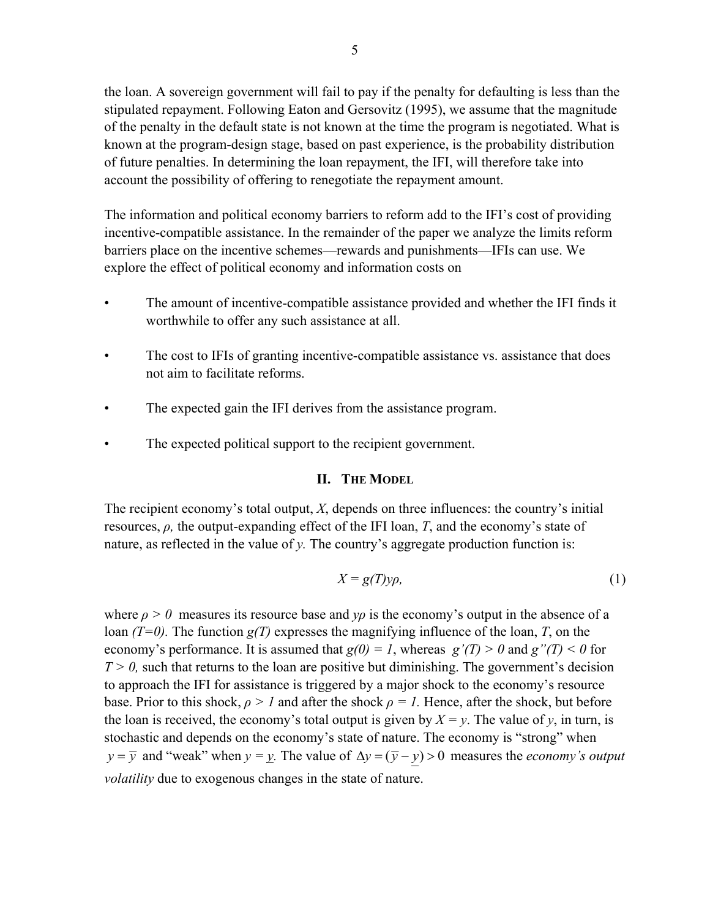the loan. A sovereign government will fail to pay if the penalty for defaulting is less than the stipulated repayment. Following Eaton and Gersovitz (1995), we assume that the magnitude of the penalty in the default state is not known at the time the program is negotiated. What is known at the program-design stage, based on past experience, is the probability distribution of future penalties. In determining the loan repayment, the IFI, will therefore take into account the possibility of offering to renegotiate the repayment amount.

The information and political economy barriers to reform add to the IFI's cost of providing incentive-compatible assistance. In the remainder of the paper we analyze the limits reform barriers place on the incentive schemes—rewards and punishments—IFIs can use. We explore the effect of political economy and information costs on

- The amount of incentive-compatible assistance provided and whether the IFI finds it worthwhile to offer any such assistance at all.
- The cost to IFIs of granting incentive-compatible assistance vs. assistance that does not aim to facilitate reforms.
- The expected gain the IFI derives from the assistance program.
- The expected political support to the recipient government.

## II. The Model

The recipient economy's total output, $X$, depends on three influences: the country's initial resources, $\rho$, the output-expanding effect of the IFI loan, $T$, and the economy's state of nature, as reflected in the value of $y$. The country's aggregate production function is:

$$X = g(T)y\rho, \tag{1}$$

where $\rho > 0$ measures its resource base and $y\rho$ is the economy's output in the absence of a loan $(T=0)$. The function $g(T)$ expresses the magnifying influence of the loan, $T$, on the economy's performance. It is assumed that $g(0) = 1$, whereas $g'(T) > 0$ and $g''(T) < 0$ for $T > 0$, such that returns to the loan are positive but diminishing. The government's decision to approach the IFI for assistance is triggered by a major shock to the economy's resource base. Prior to this shock, $\rho > 1$ and after the shock $\rho = 1$. Hence, after the shock, but before the loan is received, the economy's total output is given by $X = y$. The value of $y$, in turn, is stochastic and depends on the economy's state of nature. The economy is "strong" when $y = \overline{y}$ and "weak" when $y = \underline{y}$. The value of $\Delta y = (\overline{y} - \underline{y}) > 0$ measures the *economy's output volatility* due to exogenous changes in the state of nature.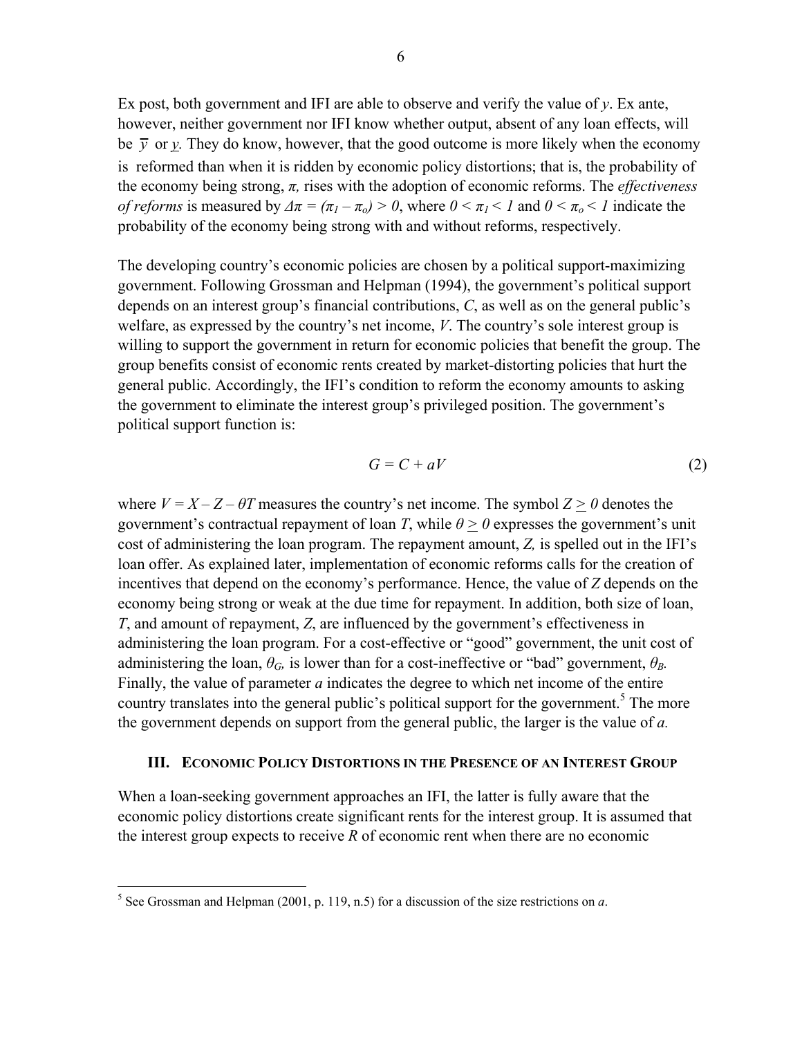Ex post, both government and IFI are able to observe and verify the value of $y$. Ex ante, however, neither government nor IFI know whether output, absent of any loan effects, will be $\overline{y}$ or $\underline{y}$. They do know, however, that the good outcome is more likely when the economy is reformed than when it is ridden by economic policy distortions; that is, the probability of the economy being strong, $\pi$, rises with the adoption of economic reforms. The *effectiveness of reforms* is measured by $\Delta\pi = (\pi_1 - \pi_o) > 0$, where $0 < \pi_1 < 1$ and $0 < \pi_o < 1$ indicate the probability of the economy being strong with and without reforms, respectively.

The developing country's economic policies are chosen by a political support-maximizing government. Following Grossman and Helpman (1994), the government's political support depends on an interest group's financial contributions, $C$, as well as on the general public's welfare, as expressed by the country's net income, $V$. The country's sole interest group is willing to support the government in return for economic policies that benefit the group. The group benefits consist of economic rents created by market-distorting policies that hurt the general public. Accordingly, the IFI's condition to reform the economy amounts to asking the government to eliminate the interest group's privileged position. The government's political support function is:

$$G = C + aV \tag{2}$$

where $V = X - Z - \theta T$ measures the country's net income. The symbol $Z \geq 0$ denotes the government's contractual repayment of loan $T$, while $\theta \geq 0$ expresses the government's unit cost of administering the loan program. The repayment amount, $Z$, is spelled out in the IFI's loan offer. As explained later, implementation of economic reforms calls for the creation of incentives that depend on the economy's performance. Hence, the value of $Z$ depends on the economy being strong or weak at the due time for repayment. In addition, both size of loan, $T$, and amount of repayment, $Z$, are influenced by the government's effectiveness in administering the loan program. For a cost-effective or "good" government, the unit cost of administering the loan, $\theta_G$, is lower than for a cost-ineffective or "bad" government, $\theta_B$. Finally, the value of parameter $a$ indicates the degree to which net income of the entire country translates into the general public's political support for the government.[5] The more the government depends on support from the general public, the larger is the value of $a$.

## III. Economic Policy Distortions in the Presence of an Interest Group

When a loan-seeking government approaches an IFI, the latter is fully aware that the economic policy distortions create significant rents for the interest group. It is assumed that the interest group expects to receive $R$ of economic rent when there are no economic

[5] See Grossman and Helpman (2001, p. 119, n.5) for a discussion of the size restrictions on $a$.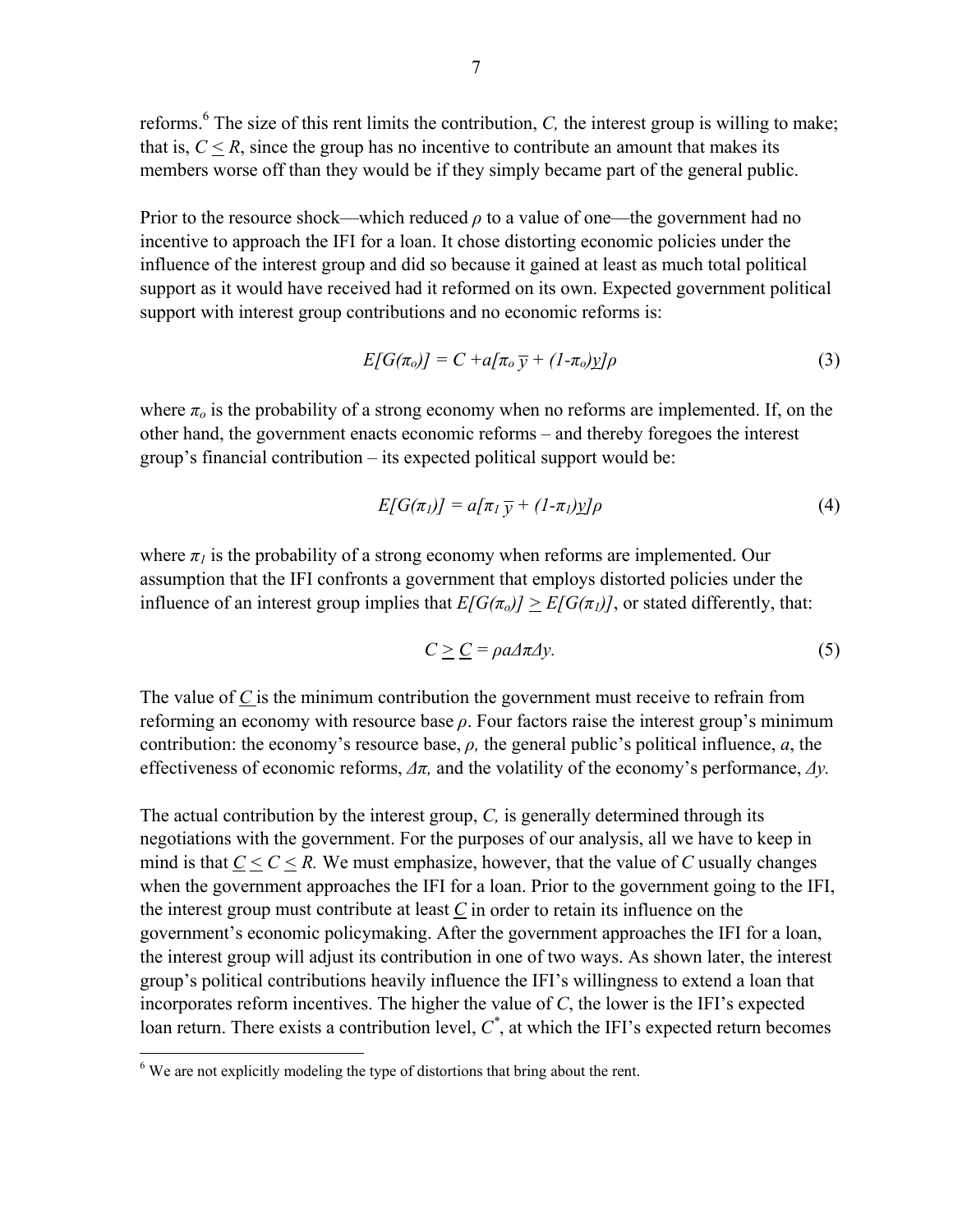reforms.[6] The size of this rent limits the contribution, $C$, the interest group is willing to make; that is, $C \leq R$, since the group has no incentive to contribute an amount that makes its members worse off than they would be if they simply became part of the general public.

Prior to the resource shock—which reduced $\rho$ to a value of one—the government had no incentive to approach the IFI for a loan. It chose distorting economic policies under the influence of the interest group and did so because it gained at least as much total political support as it would have received had it reformed on its own. Expected government political support with interest group contributions and no economic reforms is:

$$E[G(\pi_o)] = C + a[\pi_o \overline{y} + (1-\pi_o)\underline{y}]\rho \tag{3}$$

where $\pi_o$ is the probability of a strong economy when no reforms are implemented. If, on the other hand, the government enacts economic reforms – and thereby foregoes the interest group's financial contribution – its expected political support would be:

$$E[G(\pi_1)] = a[\pi_1 \overline{y} + (1-\pi_1)\underline{y}]\rho \tag{4}$$

where $\pi_1$ is the probability of a strong economy when reforms are implemented. Our assumption that the IFI confronts a government that employs distorted policies under the influence of an interest group implies that $E[G(\pi_o)] \geq E[G(\pi_1)]$, or stated differently, that:

$$C \geq \underline{C} = \rho a \Delta\pi \Delta y. \tag{5}$$

The value of $\underline{C}$ is the minimum contribution the government must receive to refrain from reforming an economy with resource base $\rho$. Four factors raise the interest group's minimum contribution: the economy's resource base, $\rho$, the general public's political influence, $a$, the effectiveness of economic reforms, $\Delta\pi$, and the volatility of the economy's performance, $\Delta y$.

The actual contribution by the interest group, $C$, is generally determined through its negotiations with the government. For the purposes of our analysis, all we have to keep in mind is that $\underline{C} \leq C \leq R$. We must emphasize, however, that the value of $C$ usually changes when the government approaches the IFI for a loan. Prior to the government going to the IFI, the interest group must contribute at least $\underline{C}$ in order to retain its influence on the government's economic policymaking. After the government approaches the IFI for a loan, the interest group will adjust its contribution in one of two ways. As shown later, the interest group's political contributions heavily influence the IFI's willingness to extend a loan that incorporates reform incentives. The higher the value of $C$, the lower is the IFI's expected loan return. There exists a contribution level, $C^*$, at which the IFI's expected return becomes

[6] We are not explicitly modeling the type of distortions that bring about the rent.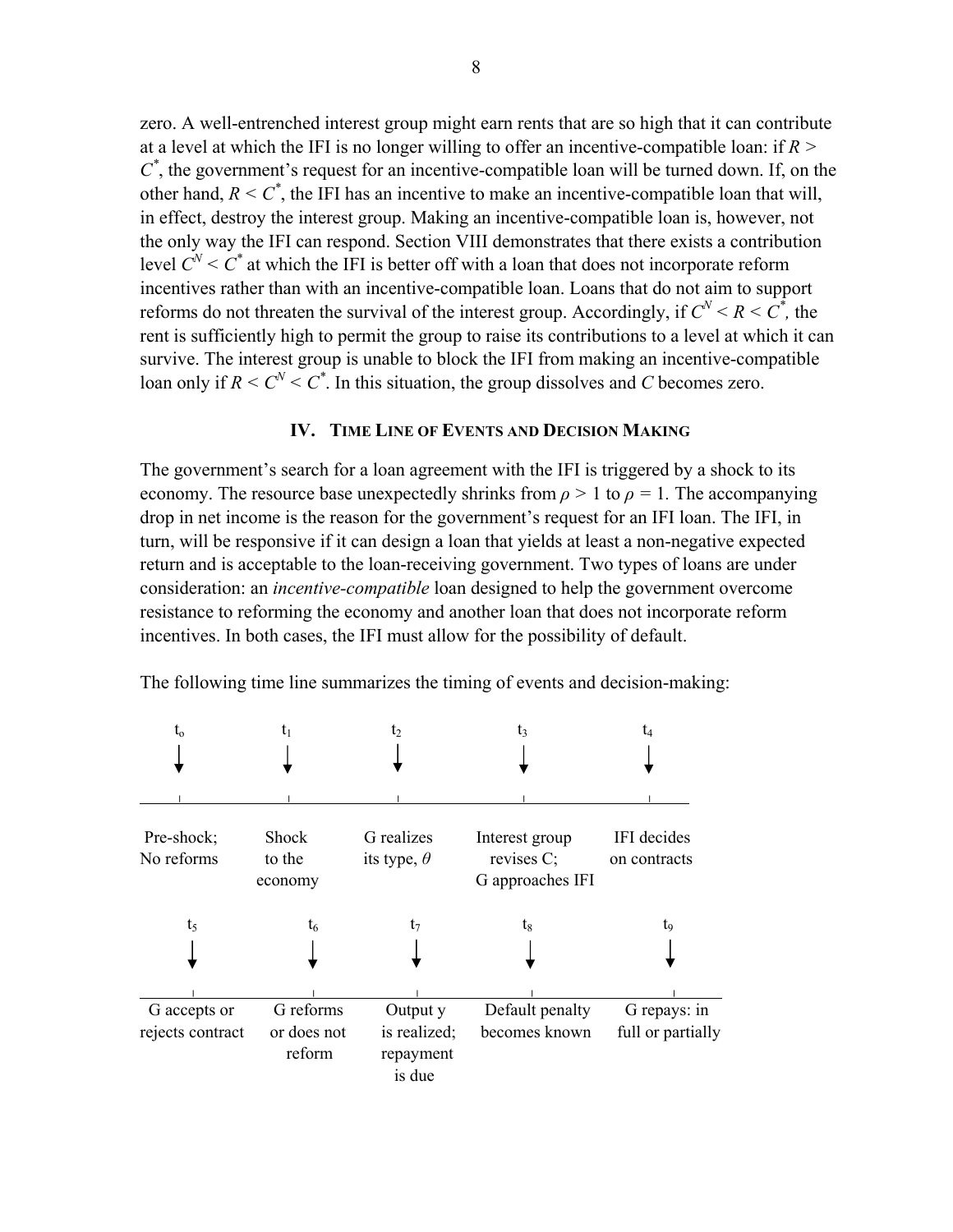zero. A well-entrenched interest group might earn rents that are so high that it can contribute at a level at which the IFI is no longer willing to offer an incentive-compatible loan: if $R > C^*$, the government's request for an incentive-compatible loan will be turned down. If, on the other hand, $R < C^*$, the IFI has an incentive to make an incentive-compatible loan that will, in effect, destroy the interest group. Making an incentive-compatible loan is, however, not the only way the IFI can respond. Section VIII demonstrates that there exists a contribution level $C^N < C^*$ at which the IFI is better off with a loan that does not incorporate reform incentives rather than with an incentive-compatible loan. Loans that do not aim to support reforms do not threaten the survival of the interest group. Accordingly, if $C^N < R < C^*$, the rent is sufficiently high to permit the group to raise its contributions to a level at which it can survive. The interest group is unable to block the IFI from making an incentive-compatible loan only if $R < C^N < C^*$. In this situation, the group dissolves and $C$ becomes zero.

## IV. Time Line of Events and Decision Making

The government's search for a loan agreement with the IFI is triggered by a shock to its economy. The resource base unexpectedly shrinks from $\rho > 1$ to $\rho = 1$. The accompanying drop in net income is the reason for the government's request for an IFI loan. The IFI, in turn, will be responsive if it can design a loan that yields at least a non-negative expected return and is acceptable to the loan-receiving government. Two types of loans are under consideration: an *incentive-compatible* loan designed to help the government overcome resistance to reforming the economy and another loan that does not incorporate reform incentives. In both cases, the IFI must allow for the possibility of default.

The following time line summarizes the timing of events and decision-making:

| $t_o$ | $t_1$ | $t_2$ | $t_3$ | $t_4$ |
|---|---|---|---|---|
| Pre-shock; No reforms | Shock to the economy | G realizes its type, $\theta$ | Interest group revises C; G approaches IFI | IFI decides on contracts |

| $t_5$ | $t_6$ | $t_7$ | $t_8$ | $t_9$ |
|---|---|---|---|---|
| G accepts or rejects contract | G reforms or does not reform | Output y is realized; repayment is due | Default penalty becomes known | G repays: in full or partially |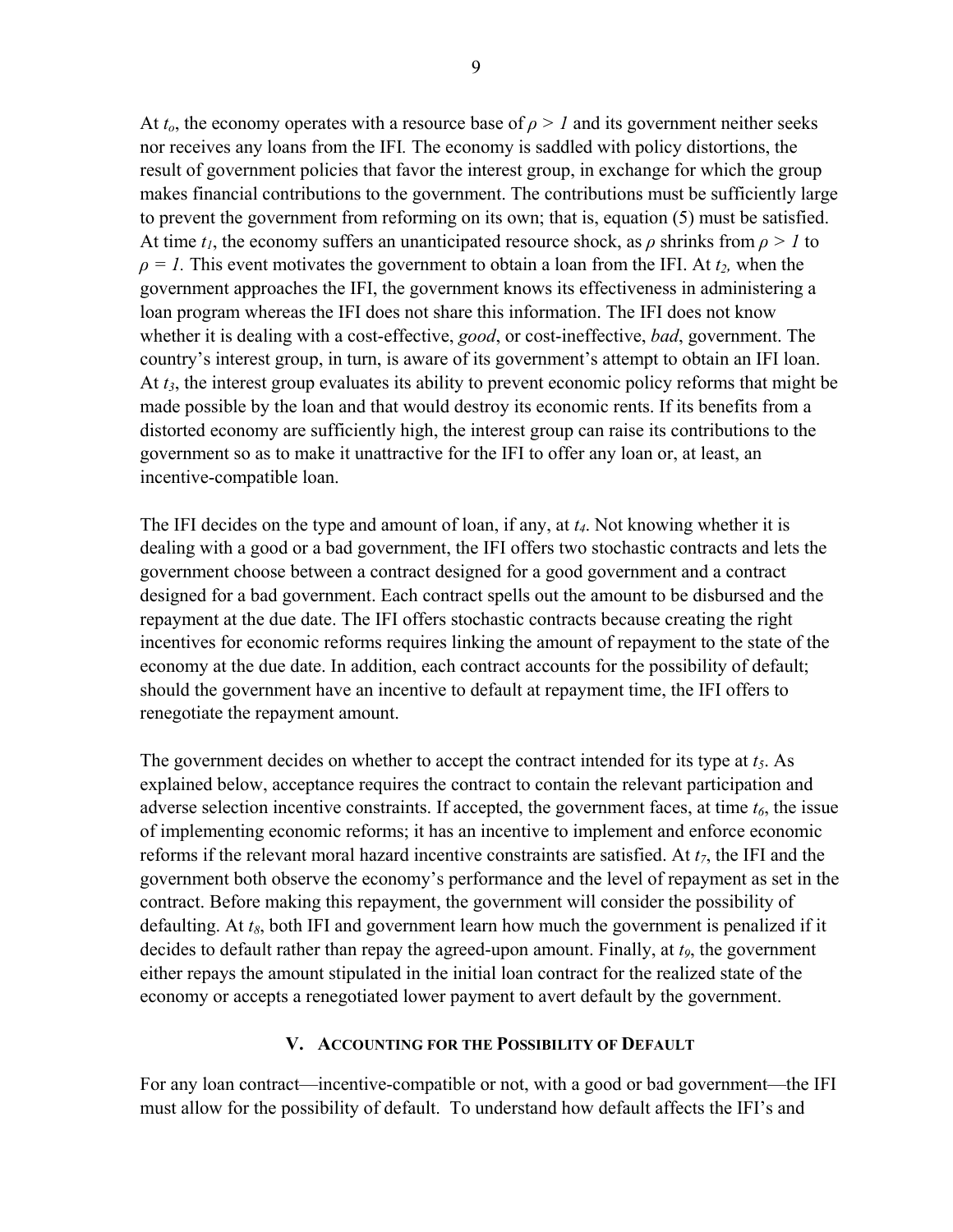At $t_o$, the economy operates with a resource base of $\rho > 1$ and its government neither seeks nor receives any loans from the IFI. The economy is saddled with policy distortions, the result of government policies that favor the interest group, in exchange for which the group makes financial contributions to the government. The contributions must be sufficiently large to prevent the government from reforming on its own; that is, equation (5) must be satisfied. At time $t_1$, the economy suffers an unanticipated resource shock, as $\rho$ shrinks from $\rho > 1$ to $\rho = 1$. This event motivates the government to obtain a loan from the IFI. At $t_2$, when the government approaches the IFI, the government knows its effectiveness in administering a loan program whereas the IFI does not share this information. The IFI does not know whether it is dealing with a cost-effective, *good*, or cost-ineffective, *bad*, government. The country's interest group, in turn, is aware of its government's attempt to obtain an IFI loan. At $t_3$, the interest group evaluates its ability to prevent economic policy reforms that might be made possible by the loan and that would destroy its economic rents. If its benefits from a distorted economy are sufficiently high, the interest group can raise its contributions to the government so as to make it unattractive for the IFI to offer any loan or, at least, an incentive-compatible loan.

The IFI decides on the type and amount of loan, if any, at $t_4$. Not knowing whether it is dealing with a good or a bad government, the IFI offers two stochastic contracts and lets the government choose between a contract designed for a good government and a contract designed for a bad government. Each contract spells out the amount to be disbursed and the repayment at the due date. The IFI offers stochastic contracts because creating the right incentives for economic reforms requires linking the amount of repayment to the state of the economy at the due date. In addition, each contract accounts for the possibility of default; should the government have an incentive to default at repayment time, the IFI offers to renegotiate the repayment amount.

The government decides on whether to accept the contract intended for its type at $t_5$. As explained below, acceptance requires the contract to contain the relevant participation and adverse selection incentive constraints. If accepted, the government faces, at time $t_6$, the issue of implementing economic reforms; it has an incentive to implement and enforce economic reforms if the relevant moral hazard incentive constraints are satisfied. At $t_7$, the IFI and the government both observe the economy's performance and the level of repayment as set in the contract. Before making this repayment, the government will consider the possibility of defaulting. At $t_8$, both IFI and government learn how much the government is penalized if it decides to default rather than repay the agreed-upon amount. Finally, at $t_9$, the government either repays the amount stipulated in the initial loan contract for the realized state of the economy or accepts a renegotiated lower payment to avert default by the government.

## V. Accounting for the Possibility of Default

For any loan contract—incentive-compatible or not, with a good or bad government—the IFI must allow for the possibility of default. To understand how default affects the IFI's and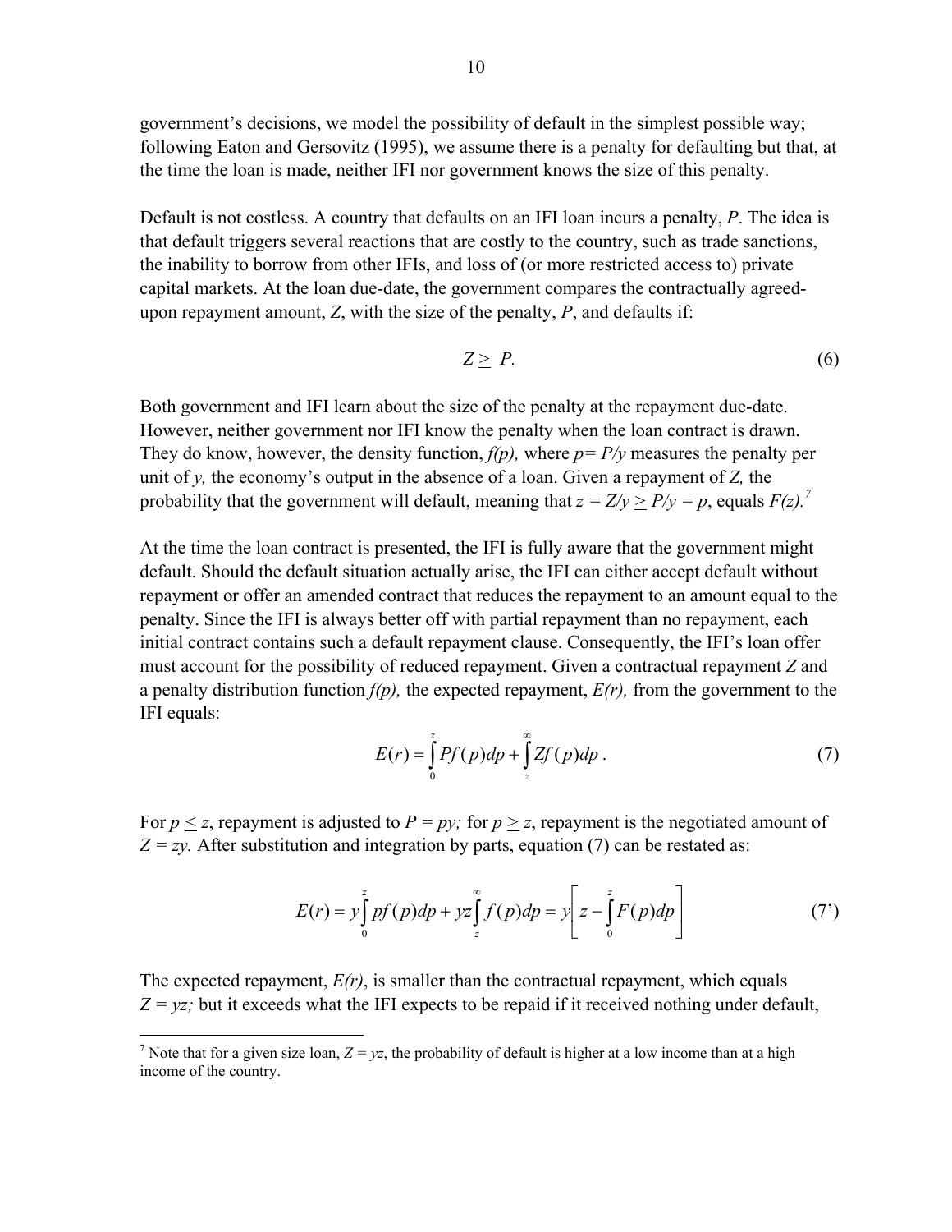government's decisions, we model the possibility of default in the simplest possible way; following Eaton and Gersovitz (1995), we assume there is a penalty for defaulting but that, at the time the loan is made, neither IFI nor government knows the size of this penalty.

Default is not costless. A country that defaults on an IFI loan incurs a penalty, $P$. The idea is that default triggers several reactions that are costly to the country, such as trade sanctions, the inability to borrow from other IFIs, and loss of (or more restricted access to) private capital markets. At the loan due-date, the government compares the contractually agreed-upon repayment amount, $Z$, with the size of the penalty, $P$, and defaults if:

$$Z \geq P. \tag{6}$$

Both government and IFI learn about the size of the penalty at the repayment due-date. However, neither government nor IFI know the penalty when the loan contract is drawn. They do know, however, the density function, $f(p)$, where $p = P/y$ measures the penalty per unit of $y$, the economy's output in the absence of a loan. Given a repayment of $Z$, the probability that the government will default, meaning that $z = Z/y \geq P/y = p$, equals $F(z)$.[7]

At the time the loan contract is presented, the IFI is fully aware that the government might default. Should the default situation actually arise, the IFI can either accept default without repayment or offer an amended contract that reduces the repayment to an amount equal to the penalty. Since the IFI is always better off with partial repayment than no repayment, each initial contract contains such a default repayment clause. Consequently, the IFI's loan offer must account for the possibility of reduced repayment. Given a contractual repayment $Z$ and a penalty distribution function $f(p)$, the expected repayment, $E(r)$, from the government to the IFI equals:

$$E(r) = \int_0^z Pf(p)dp + \int_z^\infty Zf(p)dp\,. \tag{7}$$

For $p \leq z$, repayment is adjusted to $P = py$; for $p \geq z$, repayment is the negotiated amount of $Z = zy$. After substitution and integration by parts, equation (7) can be restated as:

$$E(r) = y\int_0^z pf(p)dp + yz\int_z^\infty f(p)dp = y\left[z - \int_0^z F(p)dp\right] \tag{7'}$$

The expected repayment, $E(r)$, is smaller than the contractual repayment, which equals $Z = yz$; but it exceeds what the IFI expects to be repaid if it received nothing under default,

[7] Note that for a given size loan, $Z = yz$, the probability of default is higher at a low income than at a high income of the country.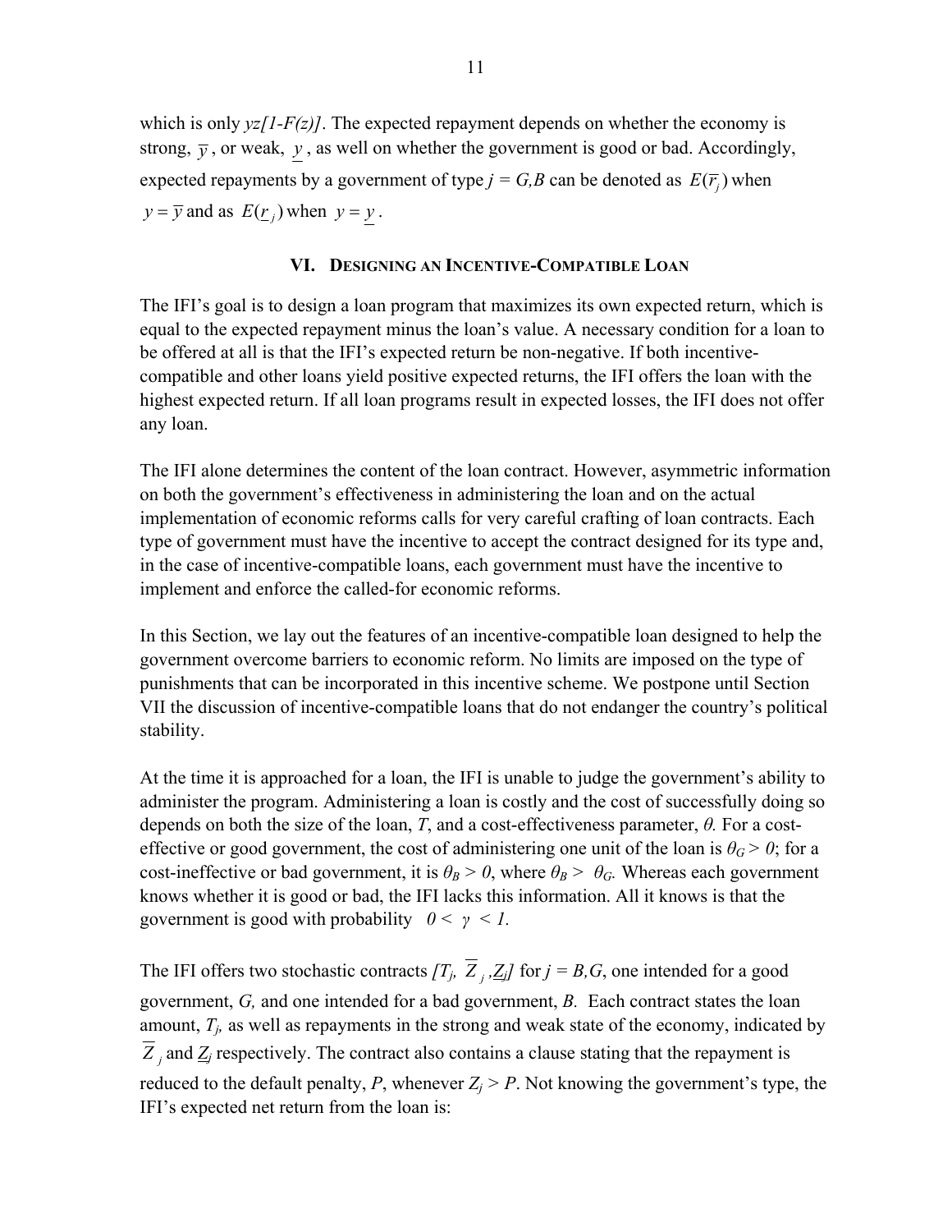which is only $yz[1-F(z)]$. The expected repayment depends on whether the economy is strong, $\overline{y}$, or weak, $\underline{y}$, as well on whether the government is good or bad. Accordingly, expected repayments by a government of type $j = G,B$ can be denoted as $E(\overline{r}_j)$ when $y = \overline{y}$ and as $E(\underline{r}_j)$ when $y = \underline{y}$.

## VI. Designing an Incentive-Compatible Loan

The IFI's goal is to design a loan program that maximizes its own expected return, which is equal to the expected repayment minus the loan's value. A necessary condition for a loan to be offered at all is that the IFI's expected return be non-negative. If both incentive-compatible and other loans yield positive expected returns, the IFI offers the loan with the highest expected return. If all loan programs result in expected losses, the IFI does not offer any loan.

The IFI alone determines the content of the loan contract. However, asymmetric information on both the government's effectiveness in administering the loan and on the actual implementation of economic reforms calls for very careful crafting of loan contracts. Each type of government must have the incentive to accept the contract designed for its type and, in the case of incentive-compatible loans, each government must have the incentive to implement and enforce the called-for economic reforms.

In this Section, we lay out the features of an incentive-compatible loan designed to help the government overcome barriers to economic reform. No limits are imposed on the type of punishments that can be incorporated in this incentive scheme. We postpone until Section VII the discussion of incentive-compatible loans that do not endanger the country's political stability.

At the time it is approached for a loan, the IFI is unable to judge the government's ability to administer the program. Administering a loan is costly and the cost of successfully doing so depends on both the size of the loan, $T$, and a cost-effectiveness parameter, $\theta$. For a cost-effective or good government, the cost of administering one unit of the loan is $\theta_G > 0$; for a cost-ineffective or bad government, it is $\theta_B > 0$, where $\theta_B > \theta_G$. Whereas each government knows whether it is good or bad, the IFI lacks this information. All it knows is that the government is good with probability $0 < \gamma < 1$.

The IFI offers two stochastic contracts $[T_j, \overline{Z}_j, \underline{Z}_j]$ for $j = B,G$, one intended for a good government, $G$, and one intended for a bad government, $B$. Each contract states the loan amount, $T_j$, as well as repayments in the strong and weak state of the economy, indicated by $\overline{Z}_j$ and $\underline{Z}_j$ respectively. The contract also contains a clause stating that the repayment is reduced to the default penalty, $P$, whenever $Z_j > P$. Not knowing the government's type, the IFI's expected net return from the loan is: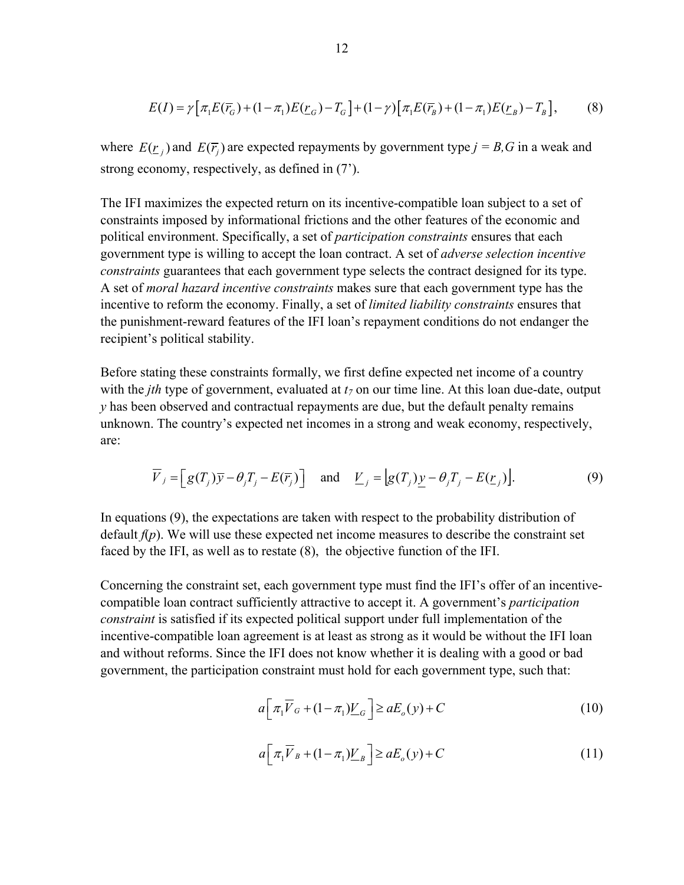$$E(I) = \gamma\left[\pi_1 E(\overline{r}_G) + (1-\pi_1)E(\underline{r}_G) - T_G\right] + (1-\gamma)\left[\pi_1 E(\overline{r}_B) + (1-\pi_1)E(\underline{r}_B) - T_B\right], \tag{8}$$

where $E(\underline{r}_j)$ and $E(\overline{r}_j)$ are expected repayments by government type $j = B,G$ in a weak and strong economy, respectively, as defined in (7').

The IFI maximizes the expected return on its incentive-compatible loan subject to a set of constraints imposed by informational frictions and the other features of the economic and political environment. Specifically, a set of *participation constraints* ensures that each government type is willing to accept the loan contract. A set of *adverse selection incentive constraints* guarantees that each government type selects the contract designed for its type. A set of *moral hazard incentive constraints* makes sure that each government type has the incentive to reform the economy. Finally, a set of *limited liability constraints* ensures that the punishment-reward features of the IFI loan's repayment conditions do not endanger the recipient's political stability.

Before stating these constraints formally, we first define expected net income of a country with the *jth* type of government, evaluated at $t_7$ on our time line. At this loan due-date, output $y$ has been observed and contractual repayments are due, but the default penalty remains unknown. The country's expected net incomes in a strong and weak economy, respectively, are:

$$\overline{V}_j = \left[g(T_j)\overline{y} - \theta_j T_j - E(\overline{r}_j)\right] \quad \text{and} \quad \underline{V}_j = \left[g(T_j)\underline{y} - \theta_j T_j - E(\underline{r}_j)\right]. \tag{9}$$

In equations (9), the expectations are taken with respect to the probability distribution of default $f(p)$. We will use these expected net income measures to describe the constraint set faced by the IFI, as well as to restate (8), the objective function of the IFI.

Concerning the constraint set, each government type must find the IFI's offer of an incentive-compatible loan contract sufficiently attractive to accept it. A government's *participation constraint* is satisfied if its expected political support under full implementation of the incentive-compatible loan agreement is at least as strong as it would be without the IFI loan and without reforms. Since the IFI does not know whether it is dealing with a good or bad government, the participation constraint must hold for each government type, such that:

$$a\left[\pi_1 \overline{V}_G + (1-\pi_1)\underline{V}_G\right] \geq aE_o(y) + C \tag{10}$$

$$a\left[\pi_1 \overline{V}_B + (1-\pi_1)\underline{V}_B\right] \geq aE_o(y) + C \tag{11}$$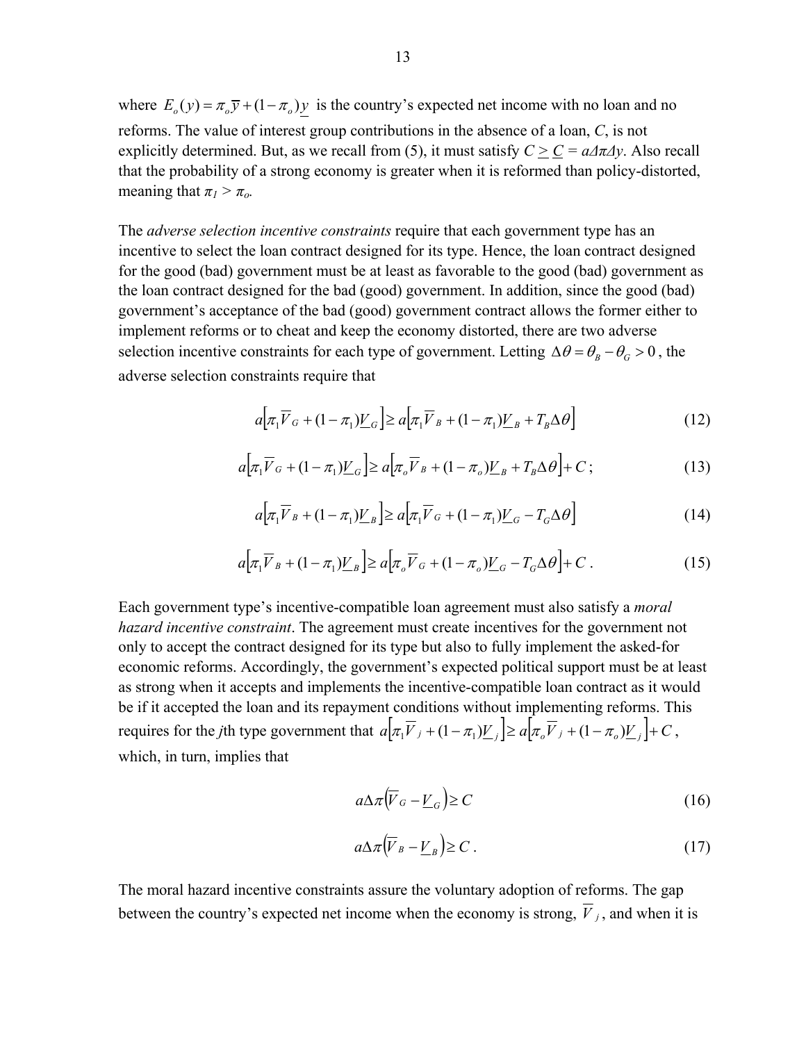where $E_o(y) = \pi_o \overline{y} + (1-\pi_o)\underline{y}$ is the country's expected net income with no loan and no reforms. The value of interest group contributions in the absence of a loan, $C$, is not explicitly determined. But, as we recall from (5), it must satisfy $C \geq \underline{C} = a\Delta\pi\Delta y$. Also recall that the probability of a strong economy is greater when it is reformed than policy-distorted, meaning that $\pi_1 > \pi_o$.

The *adverse selection incentive constraints* require that each government type has an incentive to select the loan contract designed for its type. Hence, the loan contract designed for the good (bad) government must be at least as favorable to the good (bad) government as the loan contract designed for the bad (good) government. In addition, since the good (bad) government's acceptance of the bad (good) government contract allows the former either to implement reforms or to cheat and keep the economy distorted, there are two adverse selection incentive constraints for each type of government. Letting $\Delta\theta = \theta_B - \theta_G > 0$, the adverse selection constraints require that

$$a\left[\pi_1 \overline{V}_G + (1-\pi_1)\underline{V}_G\right] \geq a\left[\pi_1 \overline{V}_B + (1-\pi_1)\underline{V}_B + T_B \Delta\theta\right] \tag{12}$$

$$a\left[\pi_1 \overline{V}_G + (1-\pi_1)\underline{V}_G\right] \geq a\left[\pi_o \overline{V}_B + (1-\pi_o)\underline{V}_B + T_B \Delta\theta\right] + C\,; \tag{13}$$

$$a\left[\pi_1 \overline{V}_B + (1-\pi_1)\underline{V}_B\right] \geq a\left[\pi_1 \overline{V}_G + (1-\pi_1)\underline{V}_G - T_G \Delta\theta\right] \tag{14}$$

$$a\left[\pi_1 \overline{V}_B + (1-\pi_1)\underline{V}_B\right] \geq a\left[\pi_o \overline{V}_G + (1-\pi_o)\underline{V}_G - T_G \Delta\theta\right] + C\,. \tag{15}$$

Each government type's incentive-compatible loan agreement must also satisfy a *moral hazard incentive constraint*. The agreement must create incentives for the government not only to accept the contract designed for its type but also to fully implement the asked-for economic reforms. Accordingly, the government's expected political support must be at least as strong when it accepts and implements the incentive-compatible loan contract as it would be if it accepted the loan and its repayment conditions without implementing reforms. This requires for the $j$th type government that $a\left[\pi_1 \overline{V}_j + (1-\pi_1)\underline{V}_j\right] \geq a\left[\pi_o \overline{V}_j + (1-\pi_o)\underline{V}_j\right] + C$, which, in turn, implies that

$$a\Delta\pi\left(\overline{V}_G - \underline{V}_G\right) \geq C \tag{16}$$

$$a\Delta\pi\left(\overline{V}_B - \underline{V}_B\right) \geq C\,. \tag{17}$$

The moral hazard incentive constraints assure the voluntary adoption of reforms. The gap between the country's expected net income when the economy is strong, $\overline{V}_j$, and when it is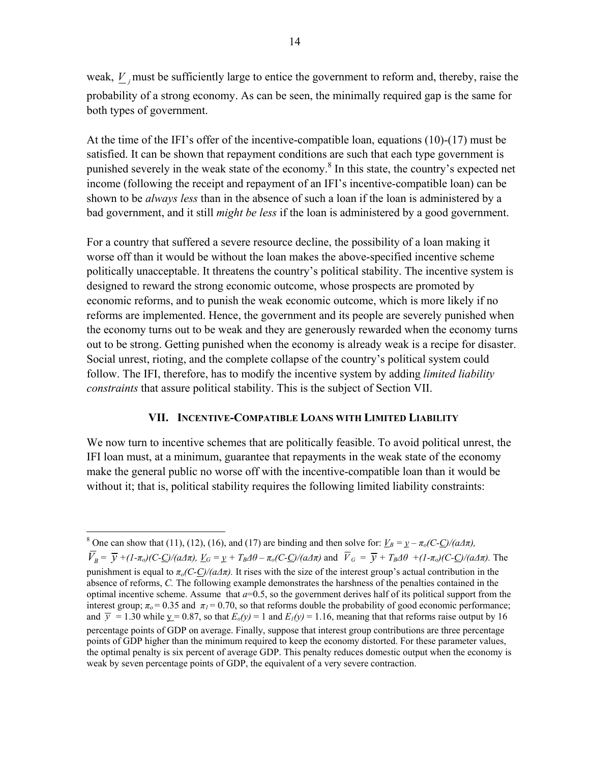weak, $\underline{V}_j$ must be sufficiently large to entice the government to reform and, thereby, raise the probability of a strong economy. As can be seen, the minimally required gap is the same for both types of government.

At the time of the IFI's offer of the incentive-compatible loan, equations (10)-(17) must be satisfied. It can be shown that repayment conditions are such that each type government is punished severely in the weak state of the economy.[8] In this state, the country's expected net income (following the receipt and repayment of an IFI's incentive-compatible loan) can be shown to be *always less* than in the absence of such a loan if the loan is administered by a bad government, and it still *might be less* if the loan is administered by a good government.

For a country that suffered a severe resource decline, the possibility of a loan making it worse off than it would be without the loan makes the above-specified incentive scheme politically unacceptable. It threatens the country's political stability. The incentive system is designed to reward the strong economic outcome, whose prospects are promoted by economic reforms, and to punish the weak economic outcome, which is more likely if no reforms are implemented. Hence, the government and its people are severely punished when the economy turns out to be weak and they are generously rewarded when the economy turns out to be strong. Getting punished when the economy is already weak is a recipe for disaster. Social unrest, rioting, and the complete collapse of the country's political system could follow. The IFI, therefore, has to modify the incentive system by adding *limited liability constraints* that assure political stability. This is the subject of Section VII.

## VII. Incentive-Compatible Loans with Limited Liability

We now turn to incentive schemes that are politically feasible. To avoid political unrest, the IFI loan must, at a minimum, guarantee that repayments in the weak state of the economy make the general public no worse off with the incentive-compatible loan than it would be without it; that is, political stability requires the following limited liability constraints:

---

[8] One can show that (11), (12), (16), and (17) are binding and then solve for: $\underline{V}_B = \underline{y} - \pi_o(C-\underline{C})/(a\Delta\pi)$, $\overline{V}_B = \overline{y} + (1-\pi_o)(C-\underline{C})/(a\Delta\pi)$, $\underline{V}_G = \underline{y} + T_B\Delta\theta - \pi_o(C-\underline{C})/(a\Delta\pi)$ and $\overline{V}_G = \overline{y} + T_B\Delta\theta + (1-\pi_o)(C-\underline{C})/(a\Delta\pi)$. The punishment is equal to $\pi_o(C-\underline{C})/(a\Delta\pi)$. It rises with the size of the interest group's actual contribution in the absence of reforms, $C$. The following example demonstrates the harshness of the penalties contained in the optimal incentive scheme. Assume that $a$=0.5, so the government derives half of its political support from the interest group; $\pi_o = 0.35$ and $\pi_1 = 0.70$, so that reforms double the probability of good economic performance; and $\overline{y} = 1.30$ while $\underline{y} = 0.87$, so that $E_o(y) = 1$ and $E_1(y) = 1.16$, meaning that that reforms raise output by 16 percentage points of GDP on average. Finally, suppose that interest group contributions are three percentage points of GDP higher than the minimum required to keep the economy distorted. For these parameter values, the optimal penalty is six percent of average GDP. This penalty reduces domestic output when the economy is weak by seven percentage points of GDP, the equivalent of a very severe contraction.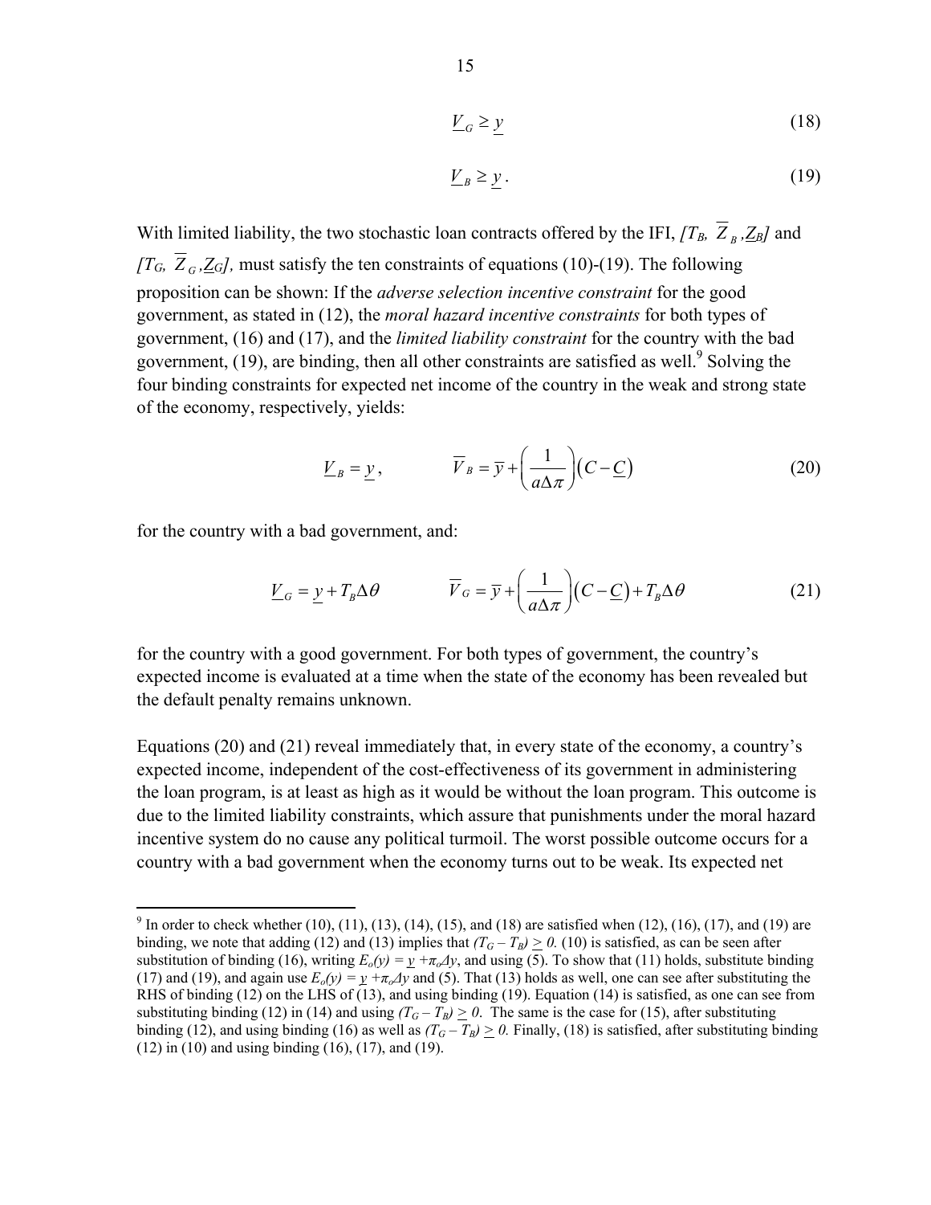$$\underline{V}_G \geq \underline{y} \tag{18}$$

$$\underline{V}_B \geq \underline{y}\,. \tag{19}$$

With limited liability, the two stochastic loan contracts offered by the IFI, *[$T_B$, $\overline{Z}_B$, $\underline{Z}_B$]* and *[$T_G$, $\overline{Z}_G$, $\underline{Z}_G$],* must satisfy the ten constraints of equations (10)-(19). The following proposition can be shown: If the *adverse selection incentive constraint* for the good government, as stated in (12), the *moral hazard incentive constraints* for both types of government, (16) and (17), and the *limited liability constraint* for the country with the bad government, (19), are binding, then all other constraints are satisfied as well.[9] Solving the four binding constraints for expected net income of the country in the weak and strong state of the economy, respectively, yields:

$$\underline{V}_B = \underline{y}, \qquad \overline{V}_B = \overline{y} + \left(\frac{1}{a\Delta\pi}\right)\left(C - \underline{C}\right) \tag{20}$$

for the country with a bad government, and:

$$\underline{V}_G = \underline{y} + T_B\Delta\theta \qquad \overline{V}_G = \overline{y} + \left(\frac{1}{a\Delta\pi}\right)\left(C - \underline{C}\right) + T_B\Delta\theta \tag{21}$$

for the country with a good government. For both types of government, the country's expected income is evaluated at a time when the state of the economy has been revealed but the default penalty remains unknown.

Equations (20) and (21) reveal immediately that, in every state of the economy, a country's expected income, independent of the cost-effectiveness of its government in administering the loan program, is at least as high as it would be without the loan program. This outcome is due to the limited liability constraints, which assure that punishments under the moral hazard incentive system do no cause any political turmoil. The worst possible outcome occurs for a country with a bad government when the economy turns out to be weak. Its expected net

---

[9] In order to check whether (10), (11), (13), (14), (15), and (18) are satisfied when (12), (16), (17), and (19) are binding, we note that adding (12) and (13) implies that *$(T_G - T_B) \geq 0$.* (10) is satisfied, as can be seen after substitution of binding (16), writing $E_o(y) = \underline{y} + \pi_o\Delta y$, and using (5). To show that (11) holds, substitute binding (17) and (19), and again use $E_o(y) = \underline{y} + \pi_o\Delta y$ and (5). That (13) holds as well, one can see after substituting the RHS of binding (12) on the LHS of (13), and using binding (19). Equation (14) is satisfied, as one can see from substituting binding (12) in (14) and using *$(T_G - T_B) \geq 0$.* The same is the case for (15), after substituting binding (12), and using binding (16) as well as *$(T_G - T_B) \geq 0$.* Finally, (18) is satisfied, after substituting binding (12) in (10) and using binding (16), (17), and (19).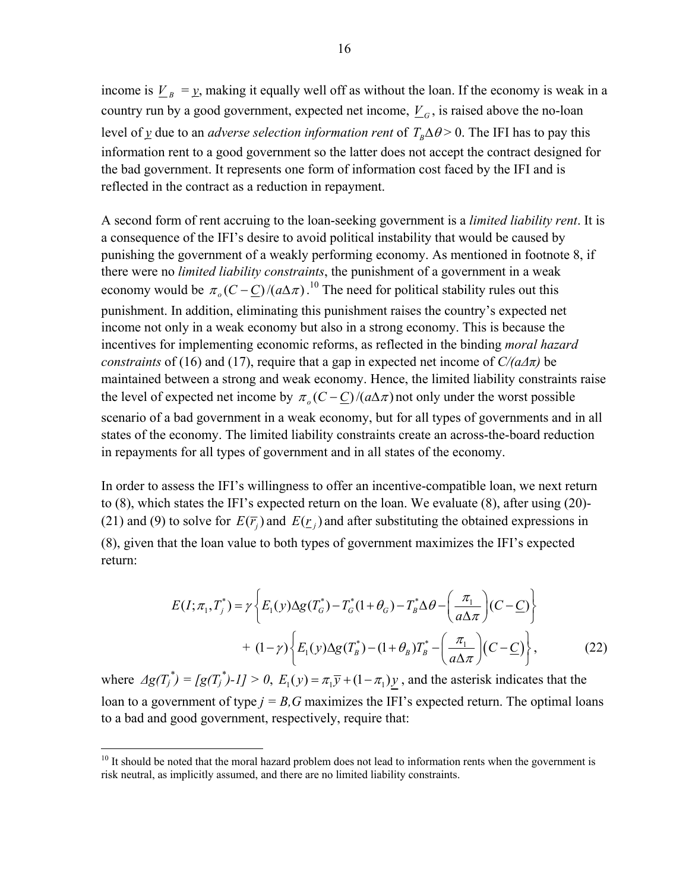income is $\underline{V}_B = \underline{y}$, making it equally well off as without the loan. If the economy is weak in a country run by a good government, expected net income, $\underline{V}_G$, is raised above the no-loan level of $\underline{y}$ due to an *adverse selection information rent* of $T_B\Delta\theta > 0$. The IFI has to pay this information rent to a good government so the latter does not accept the contract designed for the bad government. It represents one form of information cost faced by the IFI and is reflected in the contract as a reduction in repayment.

A second form of rent accruing to the loan-seeking government is a *limited liability rent*. It is a consequence of the IFI's desire to avoid political instability that would be caused by punishing the government of a weakly performing economy. As mentioned in footnote 8, if there were no *limited liability constraints*, the punishment of a government in a weak economy would be $\pi_o(C-\underline{C})/(a\Delta\pi)$.[10] The need for political stability rules out this punishment. In addition, eliminating this punishment raises the country's expected net income not only in a weak economy but also in a strong economy. This is because the incentives for implementing economic reforms, as reflected in the binding *moral hazard constraints* of (16) and (17), require that a gap in expected net income of $C/(a\Delta\pi)$ be maintained between a strong and weak economy. Hence, the limited liability constraints raise the level of expected net income by $\pi_o(C-\underline{C})/(a\Delta\pi)$ not only under the worst possible scenario of a bad government in a weak economy, but for all types of governments and in all states of the economy. The limited liability constraints create an across-the-board reduction in repayments for all types of government and in all states of the economy.

In order to assess the IFI's willingness to offer an incentive-compatible loan, we next return to (8), which states the IFI's expected return on the loan. We evaluate (8), after using (20)-(21) and (9) to solve for $E(\overline{r}_j)$ and $E(\underline{r}_j)$ and after substituting the obtained expressions in (8), given that the loan value to both types of government maximizes the IFI's expected return:

$$E(I;\pi_1,T_j^*) = \gamma\left\{E_1(y)\Delta g(T_G^*) - T_G^*(1+\theta_G) - T_B^*\Delta\theta - \left(\frac{\pi_1}{a\Delta\pi}\right)(C-\underline{C})\right\}$$
$$+\ (1-\gamma)\left\{E_1(y)\Delta g(T_B^*) - (1+\theta_B)T_B^* - \left(\frac{\pi_1}{a\Delta\pi}\right)\left(C-\underline{C}\right)\right\}, \tag{22}$$

where $\Delta g(T_j^*) = [g(T_j^*)-1] > 0$, $E_1(y) = \pi_1\overline{y} + (1-\pi_1)\underline{y}$, and the asterisk indicates that the loan to a government of type $j = B,G$ maximizes the IFI's expected return. The optimal loans to a bad and good government, respectively, require that:

[10] It should be noted that the moral hazard problem does not lead to information rents when the government is risk neutral, as implicitly assumed, and there are no limited liability constraints.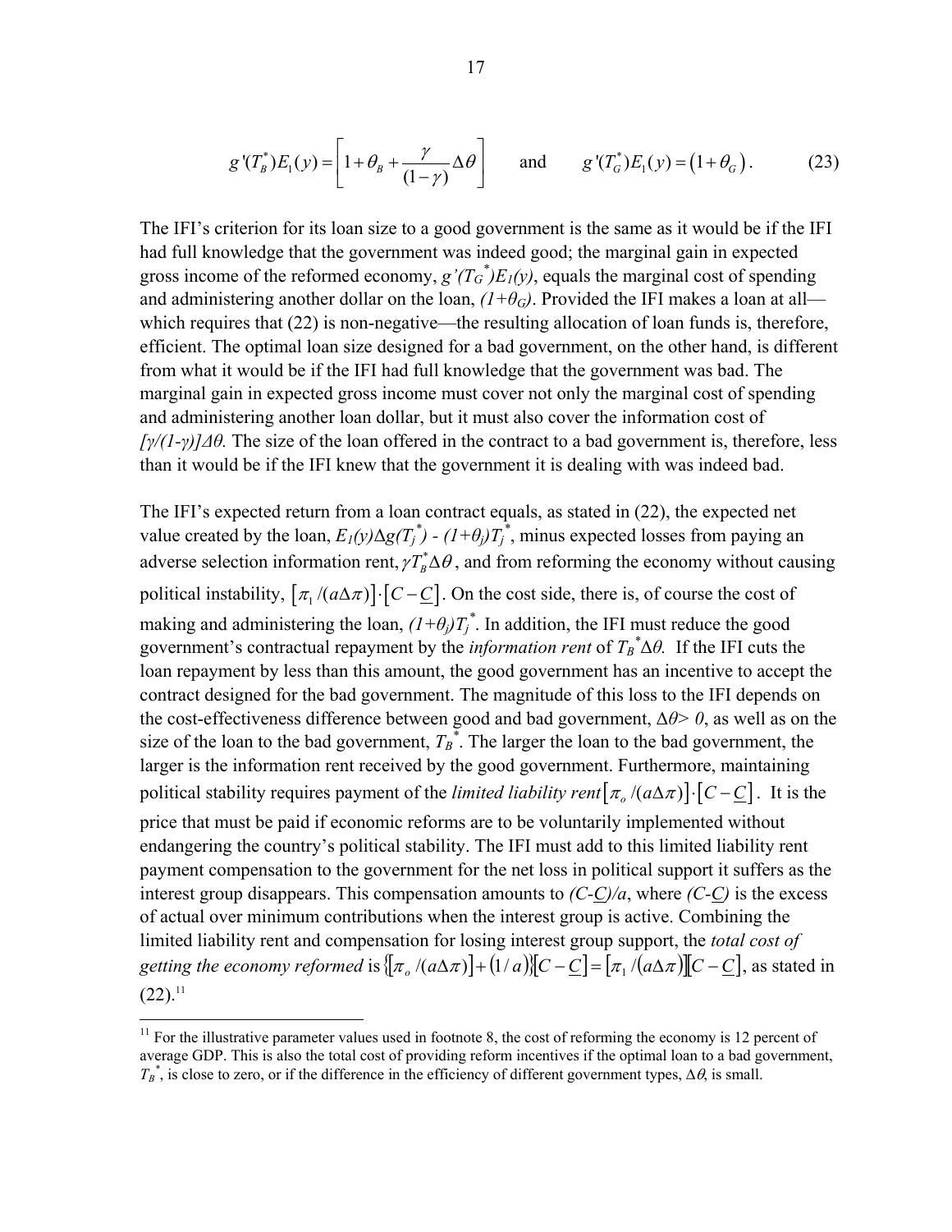$$g'(T_B^*)E_1(y) = \left[1 + \theta_B + \frac{\gamma}{(1-\gamma)}\Delta\theta\right] \qquad \text{and} \qquad g'(T_G^*)E_1(y) = (1+\theta_G). \tag{23}$$

The IFI's criterion for its loan size to a good government is the same as it would be if the IFI had full knowledge that the government was indeed good; the marginal gain in expected gross income of the reformed economy, $g'(T_G^*)E_1(y)$, equals the marginal cost of spending and administering another dollar on the loan, $(1+\theta_G)$. Provided the IFI makes a loan at all—which requires that (22) is non-negative—the resulting allocation of loan funds is, therefore, efficient. The optimal loan size designed for a bad government, on the other hand, is different from what it would be if the IFI had full knowledge that the government was bad. The marginal gain in expected gross income must cover not only the marginal cost of spending and administering another loan dollar, but it must also cover the information cost of $[\gamma/(1-\gamma)]\Delta\theta$. The size of the loan offered in the contract to a bad government is, therefore, less than it would be if the IFI knew that the government it is dealing with was indeed bad.

The IFI's expected return from a loan contract equals, as stated in (22), the expected net value created by the loan, $E_1(y)\Delta g(T_j^*) - (1+\theta_j)T_j^*$, minus expected losses from paying an adverse selection information rent, $\gamma T_B^*\Delta\theta$, and from reforming the economy without causing political instability, $[\pi_1/(a\Delta\pi)]\cdot[C-\underline{C}]$. On the cost side, there is, of course the cost of making and administering the loan, $(1+\theta_j)T_j^*$. In addition, the IFI must reduce the good government's contractual repayment by the *information rent* of $T_B^*\Delta\theta$. If the IFI cuts the loan repayment by less than this amount, the good government has an incentive to accept the contract designed for the bad government. The magnitude of this loss to the IFI depends on the cost-effectiveness difference between good and bad government, $\Delta\theta > 0$, as well as on the size of the loan to the bad government, $T_B^*$. The larger the loan to the bad government, the larger is the information rent received by the good government. Furthermore, maintaining political stability requires payment of the *limited liability rent* $[\pi_o/(a\Delta\pi)]\cdot[C-\underline{C}]$. It is the price that must be paid if economic reforms are to be voluntarily implemented without endangering the country's political stability. The IFI must add to this limited liability rent payment compensation to the government for the net loss in political support it suffers as the interest group disappears. This compensation amounts to $(C-\underline{C})/a$, where $(C-\underline{C})$ is the excess of actual over minimum contributions when the interest group is active. Combining the limited liability rent and compensation for losing interest group support, the *total cost of getting the economy reformed* is $\{[\pi_o/(a\Delta\pi)]+(1/a)\}[C-\underline{C}] = [\pi_1/(a\Delta\pi)][C-\underline{C}]$, as stated in (22).[11]

---

[11] For the illustrative parameter values used in footnote 8, the cost of reforming the economy is 12 percent of average GDP. This is also the total cost of providing reform incentives if the optimal loan to a bad government, $T_B^*$, is close to zero, or if the difference in the efficiency of different government types, $\Delta\theta$, is small.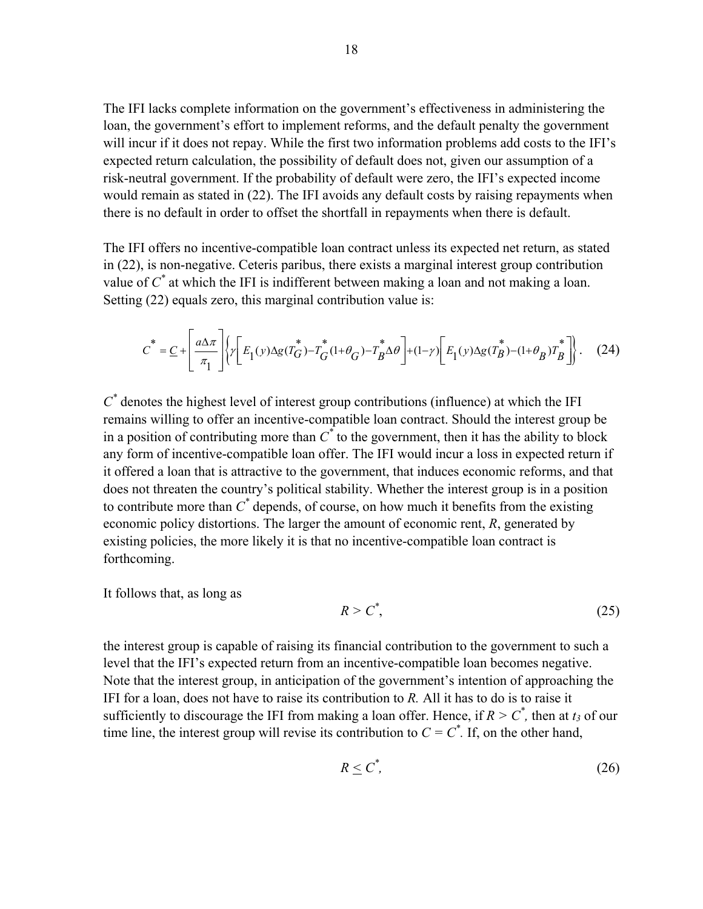The IFI lacks complete information on the government's effectiveness in administering the loan, the government's effort to implement reforms, and the default penalty the government will incur if it does not repay. While the first two information problems add costs to the IFI's expected return calculation, the possibility of default does not, given our assumption of a risk-neutral government. If the probability of default were zero, the IFI's expected income would remain as stated in (22). The IFI avoids any default costs by raising repayments when there is no default in order to offset the shortfall in repayments when there is default.

The IFI offers no incentive-compatible loan contract unless its expected net return, as stated in (22), is non-negative. Ceteris paribus, there exists a marginal interest group contribution value of $C^*$ at which the IFI is indifferent between making a loan and not making a loan. Setting (22) equals zero, this marginal contribution value is:

$$C^* = \underline{C} + \left[\frac{a\Delta\pi}{\pi_1}\right]\left\{\gamma\left[E_1(y)\Delta g(T_G^*) - T_G^*(1+\theta_G) - T_B^*\Delta\theta\right] + (1-\gamma)\left[E_1(y)\Delta g(T_B^*) - (1+\theta_B)T_B^*\right]\right\}. \quad (24)$$

$C^*$ denotes the highest level of interest group contributions (influence) at which the IFI remains willing to offer an incentive-compatible loan contract. Should the interest group be in a position of contributing more than $C^*$ to the government, then it has the ability to block any form of incentive-compatible loan offer. The IFI would incur a loss in expected return if it offered a loan that is attractive to the government, that induces economic reforms, and that does not threaten the country's political stability. Whether the interest group is in a position to contribute more than $C^*$ depends, of course, on how much it benefits from the existing economic policy distortions. The larger the amount of economic rent, $R$, generated by existing policies, the more likely it is that no incentive-compatible loan contract is forthcoming.

It follows that, as long as

$$R > C^*, \quad (25)$$

the interest group is capable of raising its financial contribution to the government to such a level that the IFI's expected return from an incentive-compatible loan becomes negative. Note that the interest group, in anticipation of the government's intention of approaching the IFI for a loan, does not have to raise its contribution to $R$. All it has to do is to raise it sufficiently to discourage the IFI from making a loan offer. Hence, if $R > C^*$, then at $t_3$ of our time line, the interest group will revise its contribution to $C = C^*$. If, on the other hand,

$$R \leq C^*, \quad (26)$$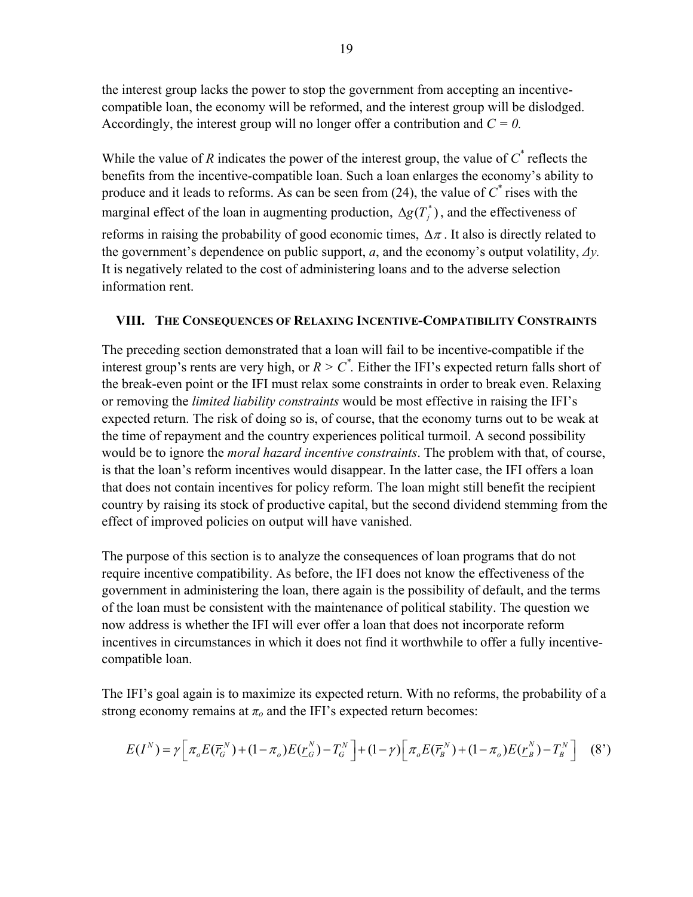the interest group lacks the power to stop the government from accepting an incentive-compatible loan, the economy will be reformed, and the interest group will be dislodged. Accordingly, the interest group will no longer offer a contribution and $C = 0$.

While the value of $R$ indicates the power of the interest group, the value of $C^*$ reflects the benefits from the incentive-compatible loan. Such a loan enlarges the economy's ability to produce and it leads to reforms. As can be seen from (24), the value of $C^*$ rises with the marginal effect of the loan in augmenting production, $\Delta g(T_j^*)$, and the effectiveness of reforms in raising the probability of good economic times, $\Delta\pi$. It also is directly related to the government's dependence on public support, $a$, and the economy's output volatility, $\Delta y$. It is negatively related to the cost of administering loans and to the adverse selection information rent.

## VIII. The Consequences of Relaxing Incentive-Compatibility Constraints

The preceding section demonstrated that a loan will fail to be incentive-compatible if the interest group's rents are very high, or $R > C^*$. Either the IFI's expected return falls short of the break-even point or the IFI must relax some constraints in order to break even. Relaxing or removing the *limited liability constraints* would be most effective in raising the IFI's expected return. The risk of doing so is, of course, that the economy turns out to be weak at the time of repayment and the country experiences political turmoil. A second possibility would be to ignore the *moral hazard incentive constraints*. The problem with that, of course, is that the loan's reform incentives would disappear. In the latter case, the IFI offers a loan that does not contain incentives for policy reform. The loan might still benefit the recipient country by raising its stock of productive capital, but the second dividend stemming from the effect of improved policies on output will have vanished.

The purpose of this section is to analyze the consequences of loan programs that do not require incentive compatibility. As before, the IFI does not know the effectiveness of the government in administering the loan, there again is the possibility of default, and the terms of the loan must be consistent with the maintenance of political stability. The question we now address is whether the IFI will ever offer a loan that does not incorporate reform incentives in circumstances in which it does not find it worthwhile to offer a fully incentive-compatible loan.

The IFI's goal again is to maximize its expected return. With no reforms, the probability of a strong economy remains at $\pi_o$ and the IFI's expected return becomes:

$$E(I^N) = \gamma\left[\pi_o E(\overline{r}_G^N) + (1-\pi_o)E(\underline{r}_G^N) - T_G^N\right] + (1-\gamma)\left[\pi_o E(\overline{r}_B^N) + (1-\pi_o)E(\underline{r}_B^N) - T_B^N\right] \quad (8')$$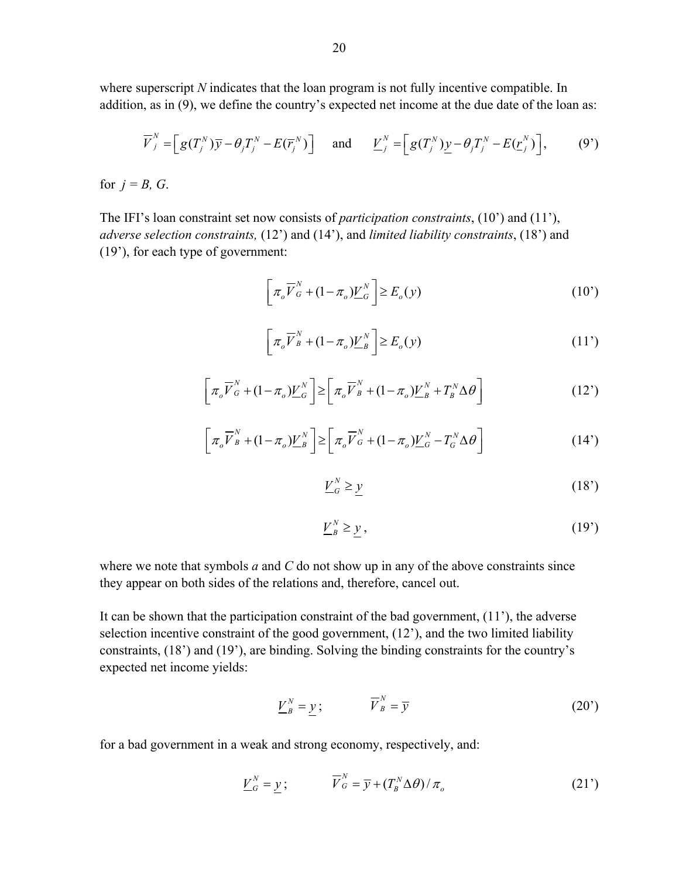where superscript *N* indicates that the loan program is not fully incentive compatible. In addition, as in (9), we define the country's expected net income at the due date of the loan as:

$$\overline{V}_j^N = \left[ g(T_j^N)\overline{y} - \theta_j T_j^N - E(\overline{r}_j^N) \right] \quad \text{and} \quad \underline{V}_j^N = \left[ g(T_j^N)\underline{y} - \theta_j T_j^N - E(\underline{r}_j^N) \right], \tag{9'}$$

for $j = B, G$.

The IFI's loan constraint set now consists of *participation constraints*, (10') and (11'), *adverse selection constraints,* (12') and (14'), and *limited liability constraints*, (18') and (19'), for each type of government:

$$\left[ \pi_o \overline{V}_G^N + (1-\pi_o)\underline{V}_G^N \right] \geq E_o(y) \tag{10'}$$

$$\left[ \pi_o \overline{V}_B^N + (1-\pi_o)\underline{V}_B^N \right] \geq E_o(y) \tag{11'}$$

$$\left[ \pi_o \overline{V}_G^N + (1-\pi_o)\underline{V}_G^N \right] \geq \left[ \pi_o \overline{V}_B^N + (1-\pi_o)\underline{V}_B^N + T_B^N \Delta\theta \right] \tag{12'}$$

$$\left[ \pi_o \overline{V}_B^N + (1-\pi_o)\underline{V}_B^N \right] \geq \left[ \pi_o \overline{V}_G^N + (1-\pi_o)\underline{V}_G^N - T_G^N \Delta\theta \right] \tag{14'}$$

$$\underline{V}_G^N \geq \underline{y} \tag{18'}$$

$$\underline{V}_B^N \geq \underline{y}, \tag{19'}$$

where we note that symbols *a* and *C* do not show up in any of the above constraints since they appear on both sides of the relations and, therefore, cancel out.

It can be shown that the participation constraint of the bad government, (11'), the adverse selection incentive constraint of the good government, (12'), and the two limited liability constraints, (18') and (19'), are binding. Solving the binding constraints for the country's expected net income yields:

$$\underline{V}_B^N = \underline{y}; \qquad \overline{V}_B^N = \overline{y} \tag{20'}$$

for a bad government in a weak and strong economy, respectively, and:

$$\underline{V}_G^N = \underline{y}; \qquad \overline{V}_G^N = \overline{y} + (T_B^N \Delta\theta) / \pi_o \tag{21'}$$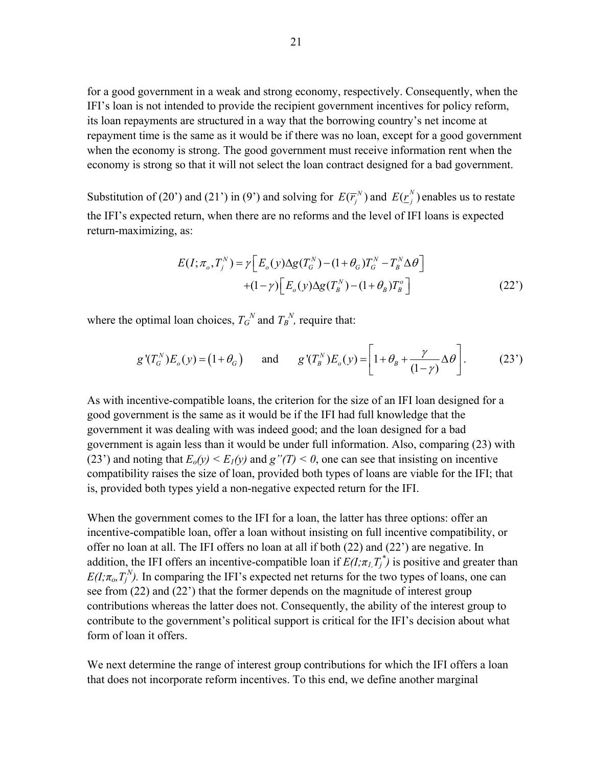for a good government in a weak and strong economy, respectively. Consequently, when the IFI's loan is not intended to provide the recipient government incentives for policy reform, its loan repayments are structured in a way that the borrowing country's net income at repayment time is the same as it would be if there was no loan, except for a good government when the economy is strong. The good government must receive information rent when the economy is strong so that it will not select the loan contract designed for a bad government.

Substitution of (20') and (21') in (9') and solving for $E(\overline{r}_j^N)$ and $E(\underline{r}_j^N)$ enables us to restate the IFI's expected return, when there are no reforms and the level of IFI loans is expected return-maximizing, as:

$$E(I;\pi_o,T_j^N) = \gamma\left[E_o(y)\Delta g(T_G^N) - (1+\theta_G)T_G^N - T_B^N\Delta\theta\right] \\ +(1-\gamma)\left[E_o(y)\Delta g(T_B^N) - (1+\theta_B)T_B^o\right] \tag{22'}$$

where the optimal loan choices, $T_G^N$ and $T_B^N$, require that:

$$g'(T_G^N)E_o(y) = (1+\theta_G) \qquad \text{and} \qquad g'(T_B^N)E_o(y) = \left[1+\theta_B + \frac{\gamma}{(1-\gamma)}\Delta\theta\right]. \tag{23'}$$

As with incentive-compatible loans, the criterion for the size of an IFI loan designed for a good government is the same as it would be if the IFI had full knowledge that the government it was dealing with was indeed good; and the loan designed for a bad government is again less than it would be under full information. Also, comparing (23) with (23') and noting that $E_o(y) < E_1(y)$ and $g''(T) < 0$, one can see that insisting on incentive compatibility raises the size of loan, provided both types of loans are viable for the IFI; that is, provided both types yield a non-negative expected return for the IFI.

When the government comes to the IFI for a loan, the latter has three options: offer an incentive-compatible loan, offer a loan without insisting on full incentive compatibility, or offer no loan at all. The IFI offers no loan at all if both (22) and (22') are negative. In addition, the IFI offers an incentive-compatible loan if $E(I;\pi_1,T_j^*)$ is positive and greater than $E(I;\pi_o,T_j^N)$. In comparing the IFI's expected net returns for the two types of loans, one can see from (22) and (22') that the former depends on the magnitude of interest group contributions whereas the latter does not. Consequently, the ability of the interest group to contribute to the government's political support is critical for the IFI's decision about what form of loan it offers.

We next determine the range of interest group contributions for which the IFI offers a loan that does not incorporate reform incentives. To this end, we define another marginal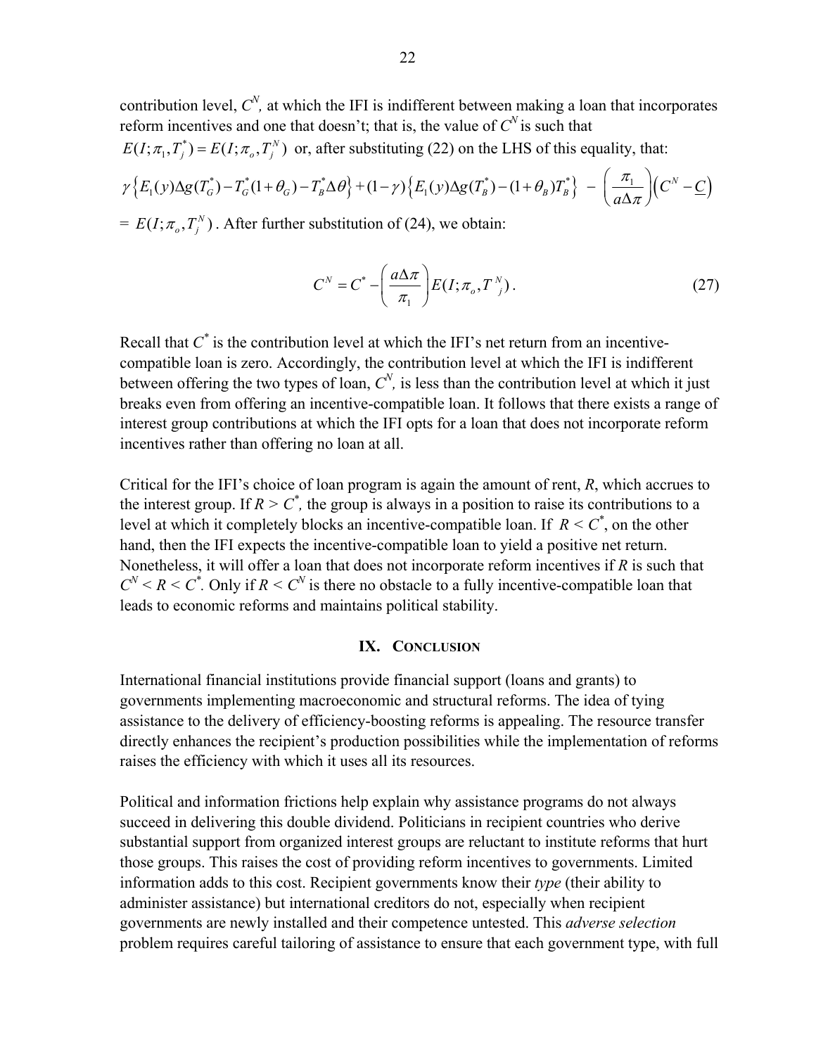contribution level, $C^N$, at which the IFI is indifferent between making a loan that incorporates reform incentives and one that doesn't; that is, the value of $C^N$ is such that $E(I;\pi_1,T_j^*) = E(I;\pi_o,T_j^N)$ or, after substituting (22) on the LHS of this equality, that:

$$\gamma\left\{E_1(y)\Delta g(T_G^*) - T_G^*(1+\theta_G) - T_B^*\Delta\theta\right\} + (1-\gamma)\left\{E_1(y)\Delta g(T_B^*) - (1+\theta_B)T_B^*\right\} \;-\; \left(\frac{\pi_1}{a\Delta\pi}\right)\left(C^N - \underline{C}\right)$$

$= E(I;\pi_o,T_j^N)$. After further substitution of (24), we obtain:

$$C^N = C^* - \left(\frac{a\Delta\pi}{\pi_1}\right)E(I;\pi_o,T_j^N). \tag{27}$$

Recall that $C^*$ is the contribution level at which the IFI's net return from an incentive-compatible loan is zero. Accordingly, the contribution level at which the IFI is indifferent between offering the two types of loan, $C^N$, is less than the contribution level at which it just breaks even from offering an incentive-compatible loan. It follows that there exists a range of interest group contributions at which the IFI opts for a loan that does not incorporate reform incentives rather than offering no loan at all.

Critical for the IFI's choice of loan program is again the amount of rent, $R$, which accrues to the interest group. If $R > C^*$, the group is always in a position to raise its contributions to a level at which it completely blocks an incentive-compatible loan. If $R < C^*$, on the other hand, then the IFI expects the incentive-compatible loan to yield a positive net return. Nonetheless, it will offer a loan that does not incorporate reform incentives if $R$ is such that $C^N < R < C^*$. Only if $R < C^N$ is there no obstacle to a fully incentive-compatible loan that leads to economic reforms and maintains political stability.

## IX. Conclusion

International financial institutions provide financial support (loans and grants) to governments implementing macroeconomic and structural reforms. The idea of tying assistance to the delivery of efficiency-boosting reforms is appealing. The resource transfer directly enhances the recipient's production possibilities while the implementation of reforms raises the efficiency with which it uses all its resources.

Political and information frictions help explain why assistance programs do not always succeed in delivering this double dividend. Politicians in recipient countries who derive substantial support from organized interest groups are reluctant to institute reforms that hurt those groups. This raises the cost of providing reform incentives to governments. Limited information adds to this cost. Recipient governments know their *type* (their ability to administer assistance) but international creditors do not, especially when recipient governments are newly installed and their competence untested. This *adverse selection* problem requires careful tailoring of assistance to ensure that each government type, with full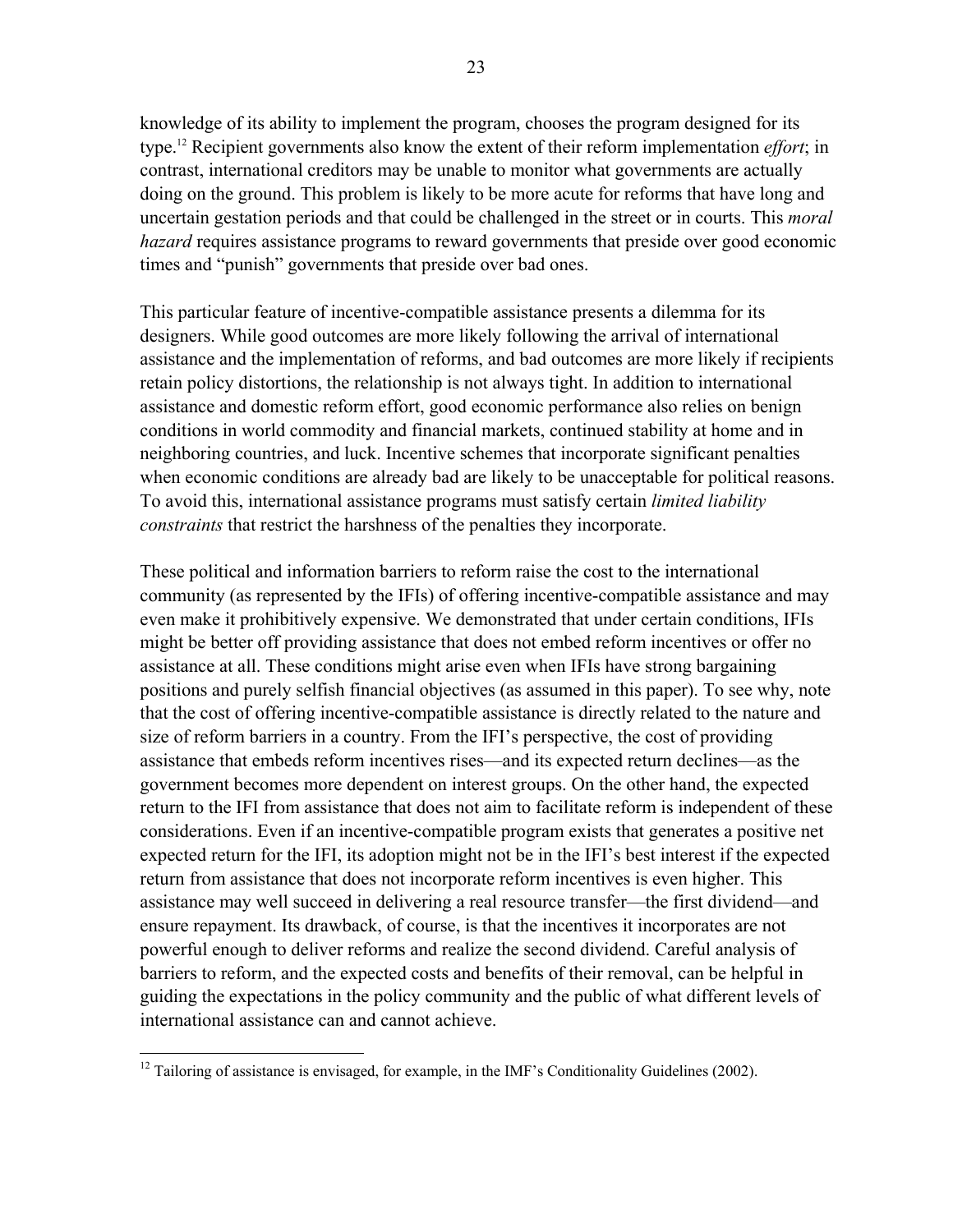knowledge of its ability to implement the program, chooses the program designed for its type.[12] Recipient governments also know the extent of their reform implementation *effort*; in contrast, international creditors may be unable to monitor what governments are actually doing on the ground. This problem is likely to be more acute for reforms that have long and uncertain gestation periods and that could be challenged in the street or in courts. This *moral hazard* requires assistance programs to reward governments that preside over good economic times and "punish" governments that preside over bad ones.

This particular feature of incentive-compatible assistance presents a dilemma for its designers. While good outcomes are more likely following the arrival of international assistance and the implementation of reforms, and bad outcomes are more likely if recipients retain policy distortions, the relationship is not always tight. In addition to international assistance and domestic reform effort, good economic performance also relies on benign conditions in world commodity and financial markets, continued stability at home and in neighboring countries, and luck. Incentive schemes that incorporate significant penalties when economic conditions are already bad are likely to be unacceptable for political reasons. To avoid this, international assistance programs must satisfy certain *limited liability constraints* that restrict the harshness of the penalties they incorporate.

These political and information barriers to reform raise the cost to the international community (as represented by the IFIs) of offering incentive-compatible assistance and may even make it prohibitively expensive. We demonstrated that under certain conditions, IFIs might be better off providing assistance that does not embed reform incentives or offer no assistance at all. These conditions might arise even when IFIs have strong bargaining positions and purely selfish financial objectives (as assumed in this paper). To see why, note that the cost of offering incentive-compatible assistance is directly related to the nature and size of reform barriers in a country. From the IFI's perspective, the cost of providing assistance that embeds reform incentives rises—and its expected return declines—as the government becomes more dependent on interest groups. On the other hand, the expected return to the IFI from assistance that does not aim to facilitate reform is independent of these considerations. Even if an incentive-compatible program exists that generates a positive net expected return for the IFI, its adoption might not be in the IFI's best interest if the expected return from assistance that does not incorporate reform incentives is even higher. This assistance may well succeed in delivering a real resource transfer—the first dividend—and ensure repayment. Its drawback, of course, is that the incentives it incorporates are not powerful enough to deliver reforms and realize the second dividend. Careful analysis of barriers to reform, and the expected costs and benefits of their removal, can be helpful in guiding the expectations in the policy community and the public of what different levels of international assistance can and cannot achieve.

---

[12] Tailoring of assistance is envisaged, for example, in the IMF's Conditionality Guidelines (2002).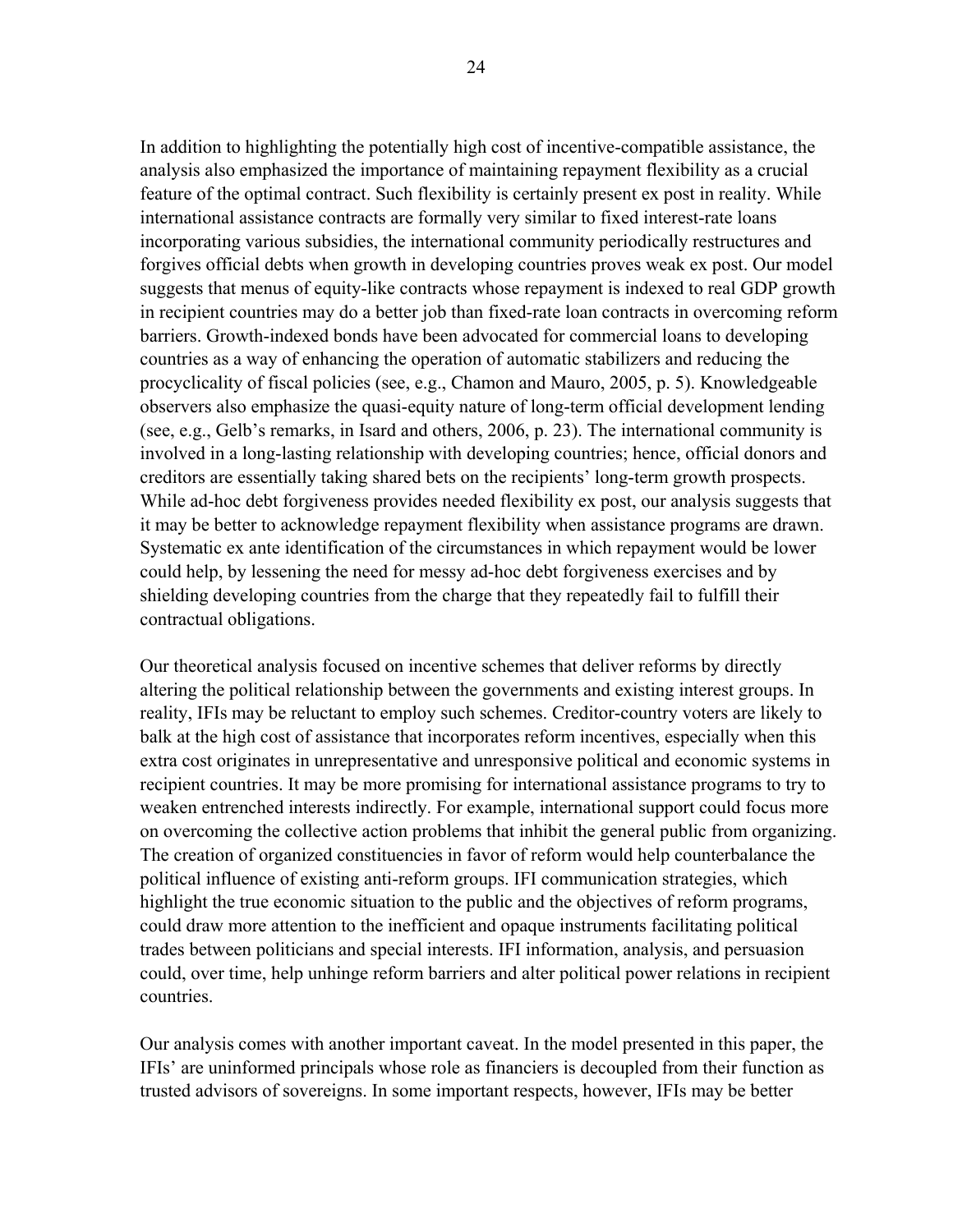In addition to highlighting the potentially high cost of incentive-compatible assistance, the analysis also emphasized the importance of maintaining repayment flexibility as a crucial feature of the optimal contract. Such flexibility is certainly present ex post in reality. While international assistance contracts are formally very similar to fixed interest-rate loans incorporating various subsidies, the international community periodically restructures and forgives official debts when growth in developing countries proves weak ex post. Our model suggests that menus of equity-like contracts whose repayment is indexed to real GDP growth in recipient countries may do a better job than fixed-rate loan contracts in overcoming reform barriers. Growth-indexed bonds have been advocated for commercial loans to developing countries as a way of enhancing the operation of automatic stabilizers and reducing the procyclicality of fiscal policies (see, e.g., Chamon and Mauro, 2005, p. 5). Knowledgeable observers also emphasize the quasi-equity nature of long-term official development lending (see, e.g., Gelb's remarks, in Isard and others, 2006, p. 23). The international community is involved in a long-lasting relationship with developing countries; hence, official donors and creditors are essentially taking shared bets on the recipients' long-term growth prospects. While ad-hoc debt forgiveness provides needed flexibility ex post, our analysis suggests that it may be better to acknowledge repayment flexibility when assistance programs are drawn. Systematic ex ante identification of the circumstances in which repayment would be lower could help, by lessening the need for messy ad-hoc debt forgiveness exercises and by shielding developing countries from the charge that they repeatedly fail to fulfill their contractual obligations.

Our theoretical analysis focused on incentive schemes that deliver reforms by directly altering the political relationship between the governments and existing interest groups. In reality, IFIs may be reluctant to employ such schemes. Creditor-country voters are likely to balk at the high cost of assistance that incorporates reform incentives, especially when this extra cost originates in unrepresentative and unresponsive political and economic systems in recipient countries. It may be more promising for international assistance programs to try to weaken entrenched interests indirectly. For example, international support could focus more on overcoming the collective action problems that inhibit the general public from organizing. The creation of organized constituencies in favor of reform would help counterbalance the political influence of existing anti-reform groups. IFI communication strategies, which highlight the true economic situation to the public and the objectives of reform programs, could draw more attention to the inefficient and opaque instruments facilitating political trades between politicians and special interests. IFI information, analysis, and persuasion could, over time, help unhinge reform barriers and alter political power relations in recipient countries.

Our analysis comes with another important caveat. In the model presented in this paper, the IFIs' are uninformed principals whose role as financiers is decoupled from their function as trusted advisors of sovereigns. In some important respects, however, IFIs may be better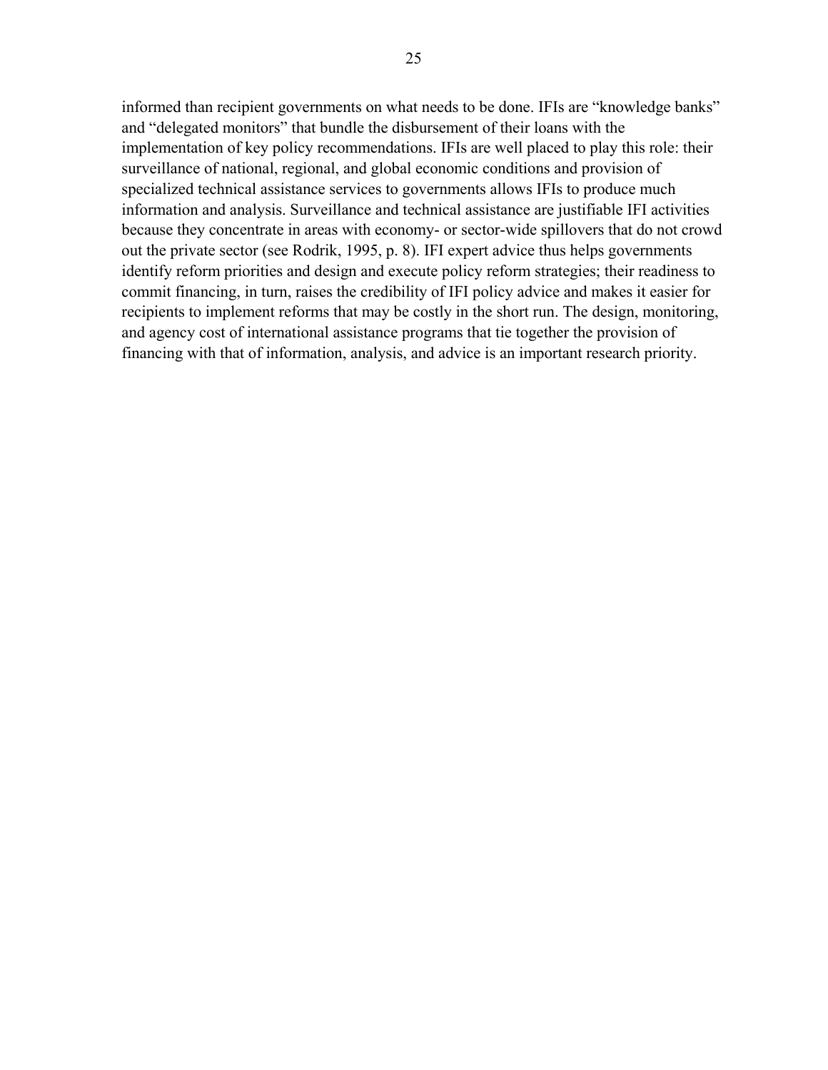informed than recipient governments on what needs to be done. IFIs are "knowledge banks" and "delegated monitors" that bundle the disbursement of their loans with the implementation of key policy recommendations. IFIs are well placed to play this role: their surveillance of national, regional, and global economic conditions and provision of specialized technical assistance services to governments allows IFIs to produce much information and analysis. Surveillance and technical assistance are justifiable IFI activities because they concentrate in areas with economy- or sector-wide spillovers that do not crowd out the private sector (see Rodrik, 1995, p. 8). IFI expert advice thus helps governments identify reform priorities and design and execute policy reform strategies; their readiness to commit financing, in turn, raises the credibility of IFI policy advice and makes it easier for recipients to implement reforms that may be costly in the short run. The design, monitoring, and agency cost of international assistance programs that tie together the provision of financing with that of information, analysis, and advice is an important research priority.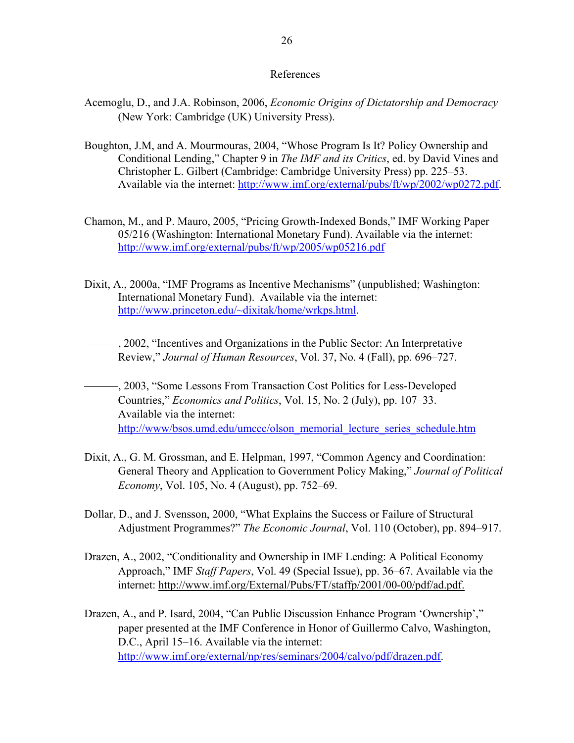## References

Acemoglu, D., and J.A. Robinson, 2006, *Economic Origins of Dictatorship and Democracy* (New York: Cambridge (UK) University Press).

Boughton, J.M, and A. Mourmouras, 2004, "Whose Program Is It? Policy Ownership and Conditional Lending," Chapter 9 in *The IMF and its Critics*, ed. by David Vines and Christopher L. Gilbert (Cambridge: Cambridge University Press) pp. 225–53. Available via the internet: http://www.imf.org/external/pubs/ft/wp/2002/wp0272.pdf.

Chamon, M., and P. Mauro, 2005, "Pricing Growth-Indexed Bonds," IMF Working Paper 05/216 (Washington: International Monetary Fund). Available via the internet: http://www.imf.org/external/pubs/ft/wp/2005/wp05216.pdf

Dixit, A., 2000a, "IMF Programs as Incentive Mechanisms" (unpublished; Washington: International Monetary Fund). Available via the internet: http://www.princeton.edu/~dixitak/home/wrkps.html.

———, 2002, "Incentives and Organizations in the Public Sector: An Interpretative Review," *Journal of Human Resources*, Vol. 37, No. 4 (Fall), pp. 696–727.

———, 2003, "Some Lessons From Transaction Cost Politics for Less-Developed Countries," *Economics and Politics*, Vol. 15, No. 2 (July), pp. 107–33. Available via the internet: http://www/bsos.umd.edu/umccc/olson_memorial_lecture_series_schedule.htm

Dixit, A., G. M. Grossman, and E. Helpman, 1997, "Common Agency and Coordination: General Theory and Application to Government Policy Making," *Journal of Political Economy*, Vol. 105, No. 4 (August), pp. 752–69.

Dollar, D., and J. Svensson, 2000, "What Explains the Success or Failure of Structural Adjustment Programmes?" *The Economic Journal*, Vol. 110 (October), pp. 894–917.

Drazen, A., 2002, "Conditionality and Ownership in IMF Lending: A Political Economy Approach," IMF *Staff Papers*, Vol. 49 (Special Issue), pp. 36–67. Available via the internet: http://www.imf.org/External/Pubs/FT/staffp/2001/00-00/pdf/ad.pdf.

Drazen, A., and P. Isard, 2004, "Can Public Discussion Enhance Program 'Ownership'," paper presented at the IMF Conference in Honor of Guillermo Calvo, Washington, D.C., April 15–16. Available via the internet: http://www.imf.org/external/np/res/seminars/2004/calvo/pdf/drazen.pdf.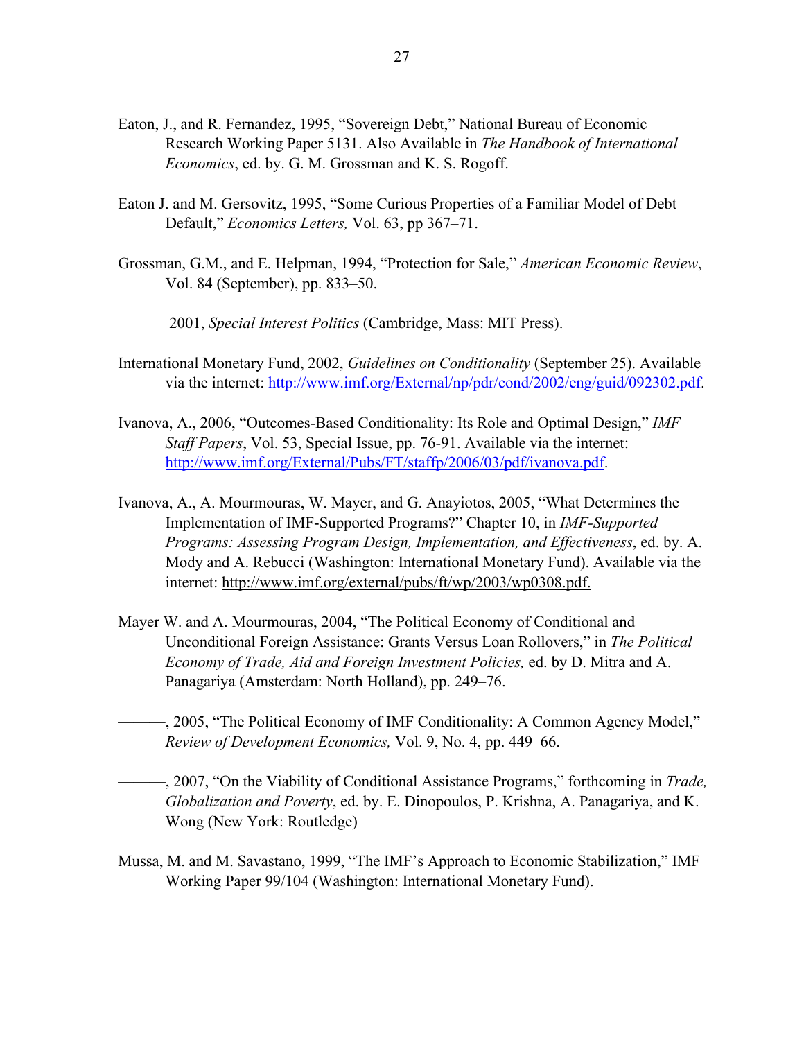Eaton, J., and R. Fernandez, 1995, "Sovereign Debt," National Bureau of Economic Research Working Paper 5131. Also Available in *The Handbook of International Economics*, ed. by. G. M. Grossman and K. S. Rogoff.

Eaton J. and M. Gersovitz, 1995, "Some Curious Properties of a Familiar Model of Debt Default," *Economics Letters,* Vol. 63, pp 367–71.

Grossman, G.M., and E. Helpman, 1994, "Protection for Sale," *American Economic Review*, Vol. 84 (September), pp. 833–50.

——— 2001, *Special Interest Politics* (Cambridge, Mass: MIT Press).

International Monetary Fund, 2002, *Guidelines on Conditionality* (September 25). Available via the internet: http://www.imf.org/External/np/pdr/cond/2002/eng/guid/092302.pdf.

Ivanova, A., 2006, "Outcomes-Based Conditionality: Its Role and Optimal Design," *IMF Staff Papers*, Vol. 53, Special Issue, pp. 76-91. Available via the internet: http://www.imf.org/External/Pubs/FT/staffp/2006/03/pdf/ivanova.pdf.

Ivanova, A., A. Mourmouras, W. Mayer, and G. Anayiotos, 2005, "What Determines the Implementation of IMF-Supported Programs?" Chapter 10, in *IMF-Supported Programs: Assessing Program Design, Implementation, and Effectiveness*, ed. by. A. Mody and A. Rebucci (Washington: International Monetary Fund). Available via the internet: http://www.imf.org/external/pubs/ft/wp/2003/wp0308.pdf.

Mayer W. and A. Mourmouras, 2004, "The Political Economy of Conditional and Unconditional Foreign Assistance: Grants Versus Loan Rollovers," in *The Political Economy of Trade, Aid and Foreign Investment Policies,* ed. by D. Mitra and A. Panagariya (Amsterdam: North Holland), pp. 249–76.

———, 2005, "The Political Economy of IMF Conditionality: A Common Agency Model," *Review of Development Economics,* Vol. 9, No. 4, pp. 449–66.

———, 2007, "On the Viability of Conditional Assistance Programs," forthcoming in *Trade, Globalization and Poverty*, ed. by. E. Dinopoulos, P. Krishna, A. Panagariya, and K. Wong (New York: Routledge)

Mussa, M. and M. Savastano, 1999, "The IMF's Approach to Economic Stabilization," IMF Working Paper 99/104 (Washington: International Monetary Fund).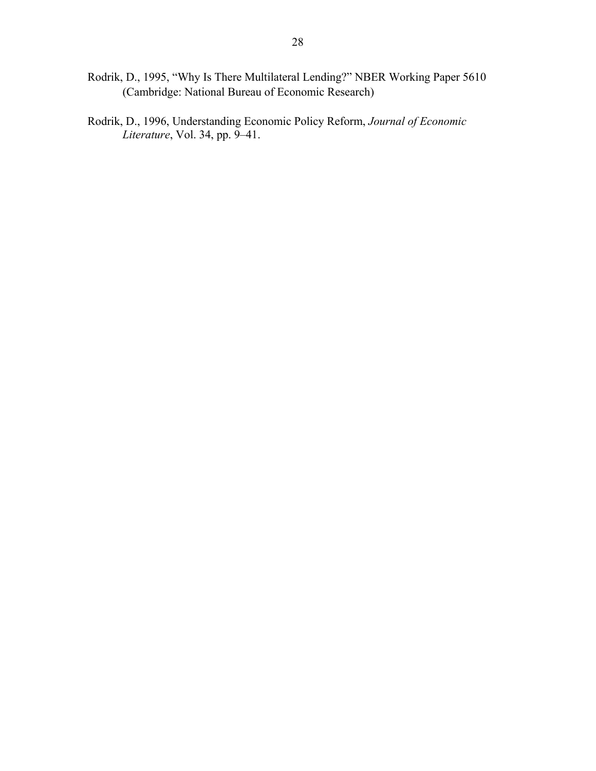Rodrik, D., 1995, “Why Is There Multilateral Lending?” NBER Working Paper 5610 (Cambridge: National Bureau of Economic Research)

Rodrik, D., 1996, Understanding Economic Policy Reform, *Journal of Economic Literature*, Vol. 34, pp. 9–41.